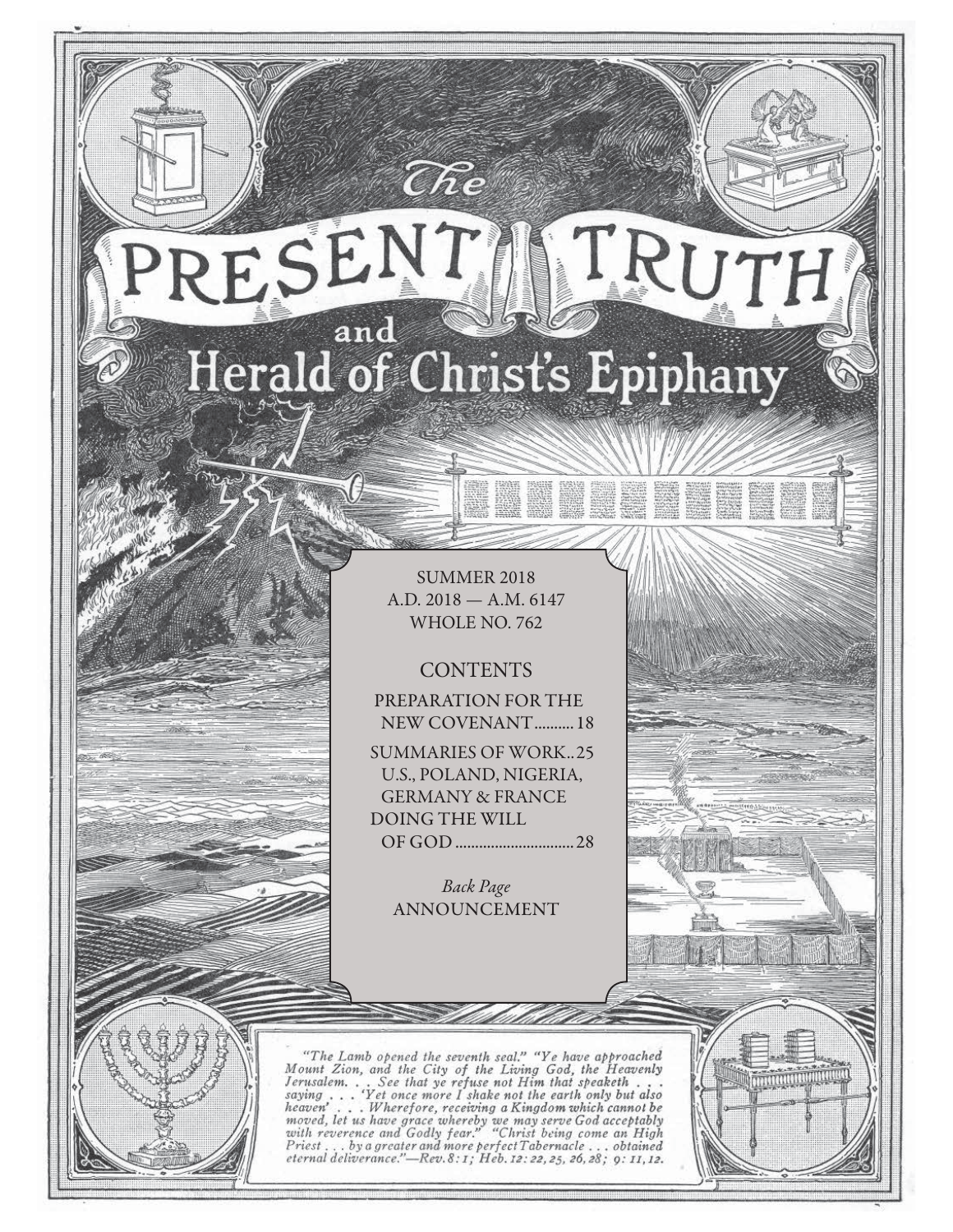# The PRESENT TRUTH and Herald of Christ's Epiphany

SUMMER 2018
A.D. 2018 — A.M. 6147
WHOLE NO. 762

## CONTENTS

PREPARATION FOR THE NEW COVENANT.......... 18

SUMMARIES OF WORK.. 25
U.S., POLAND, NIGERIA, GERMANY & FRANCE

DOING THE WILL OF GOD.............................. 28

*Back Page*
ANNOUNCEMENT

*"The Lamb opened the seventh seal." "Ye have approached Mount Zion, and the City of the Living God, the Heavenly Jerusalem. . . See that ye refuse not Him that speaketh . . . saying . . . 'Yet once more I shake not the earth only but also heaven' . . . Wherefore, receiving a Kingdom which cannot be moved, let us have grace whereby we may serve God acceptably with reverence and Godly fear." "Christ being come an High Priest . . . by a greater and more perfect Tabernacle . . . obtained eternal deliverance."—Rev. 8: 1; Heb. 12: 22, 25, 26, 28; 9: 11, 12.*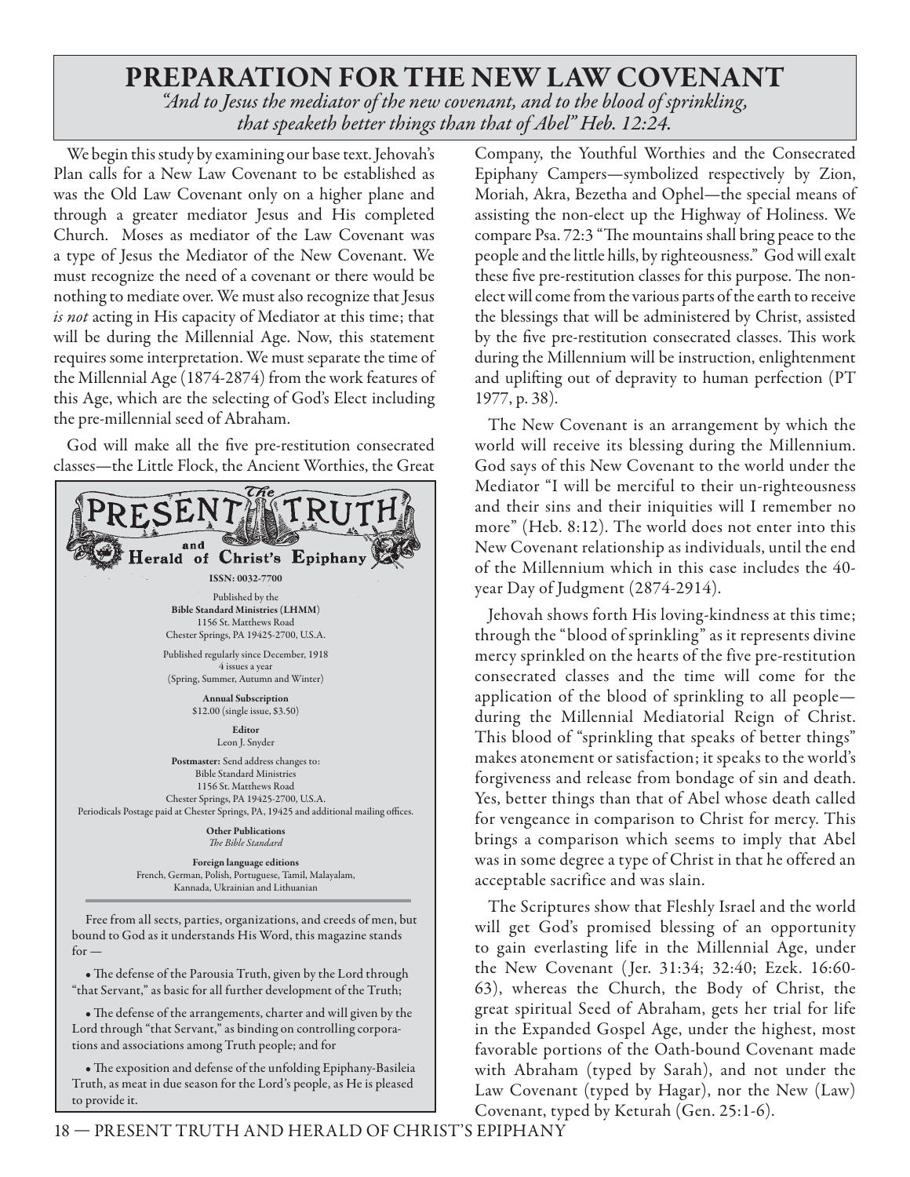# PREPARATION FOR THE NEW LAW COVENANT

*"And to Jesus the mediator of the new covenant, and to the blood of sprinkling, that speaketh better things than that of Abel" Heb. 12:24.*

We begin this study by examining our base text. Jehovah's Plan calls for a New Law Covenant to be established as was the Old Law Covenant only on a higher plane and through a greater mediator Jesus and His completed Church. Moses as mediator of the Law Covenant was a type of Jesus the Mediator of the New Covenant. We must recognize the need of a covenant or there would be nothing to mediate over. We must also recognize that Jesus *is not* acting in His capacity of Mediator at this time; that will be during the Millennial Age. Now, this statement requires some interpretation. We must separate the time of the Millennial Age (1874-2874) from the work features of this Age, which are the selecting of God's Elect including the pre-millennial seed of Abraham.

God will make all the five pre-restitution consecrated classes—the Little Flock, the Ancient Worthies, the Great Company, the Youthful Worthies and the Consecrated Epiphany Campers—symbolized respectively by Zion, Moriah, Akra, Bezetha and Ophel—the special means of assisting the non-elect up the Highway of Holiness. We compare Psa. 72:3 "The mountains shall bring peace to the people and the little hills, by righteousness." God will exalt these five pre-restitution classes for this purpose. The non-elect will come from the various parts of the earth to receive the blessings that will be administered by Christ, assisted by the five pre-restitution consecrated classes. This work during the Millennium will be instruction, enlightenment and uplifting out of depravity to human perfection (PT 1977, p. 38).

The New Covenant is an arrangement by which the world will receive its blessing during the Millennium. God says of this New Covenant to the world under the Mediator "I will be merciful to their un-righteousness and their sins and their iniquities will I remember no more" (Heb. 8:12). The world does not enter into this New Covenant relationship as individuals, until the end of the Millennium which in this case includes the 40-year Day of Judgment (2874-2914).

Jehovah shows forth His loving-kindness at this time; through the "blood of sprinkling" as it represents divine mercy sprinkled on the hearts of the five pre-restitution consecrated classes and the time will come for the application of the blood of sprinkling to all people—during the Millennial Mediatorial Reign of Christ. This blood of "sprinkling that speaks of better things" makes atonement or satisfaction; it speaks to the world's forgiveness and release from bondage of sin and death. Yes, better things than that of Abel whose death called for vengeance in comparison to Christ for mercy. This brings a comparison which seems to imply that Abel was in some degree a type of Christ in that he offered an acceptable sacrifice and was slain.

The Scriptures show that Fleshly Israel and the world will get God's promised blessing of an opportunity to gain everlasting life in the Millennial Age, under the New Covenant (Jer. 31:34; 32:40; Ezek. 16:60-63), whereas the Church, the Body of Christ, the great spiritual Seed of Abraham, gets her trial for life in the Expanded Gospel Age, under the highest, most favorable portions of the Oath-bound Covenant made with Abraham (typed by Sarah), and not under the Law Covenant (typed by Hagar), nor the New (Law) Covenant, typed by Keturah (Gen. 25:1-6).

---

**The PRESENT TRUTH and Herald of Christ's Epiphany**

**ISSN: 0032-7700**

Published by the
**Bible Standard Ministries (LHMM)**
1156 St. Matthews Road
Chester Springs, PA 19425-2700, U.S.A.

Published regularly since December, 1918
4 issues a year
(Spring, Summer, Autumn and Winter)

**Annual Subscription**
$12.00 (single issue, $3.50)

**Editor**
Leon J. Snyder

**Postmaster:** Send address changes to:
Bible Standard Ministries
1156 St. Matthews Road
Chester Springs, PA 19425-2700, U.S.A.
Periodicals Postage paid at Chester Springs, PA, 19425 and additional mailing offices.

**Other Publications**
*The Bible Standard*

**Foreign language editions**
French, German, Polish, Portuguese, Tamil, Malayalam, Kannada, Ukrainian and Lithuanian

Free from all sects, parties, organizations, and creeds of men, but bound to God as it understands His Word, this magazine stands for —

- The defense of the Parousia Truth, given by the Lord through "that Servant," as basic for all further development of the Truth;
- The defense of the arrangements, charter and will given by the Lord through "that Servant," as binding on controlling corporations and associations among Truth people; and for
- The exposition and defense of the unfolding Epiphany-Basileia Truth, as meat in due season for the Lord's people, as He is pleased to provide it.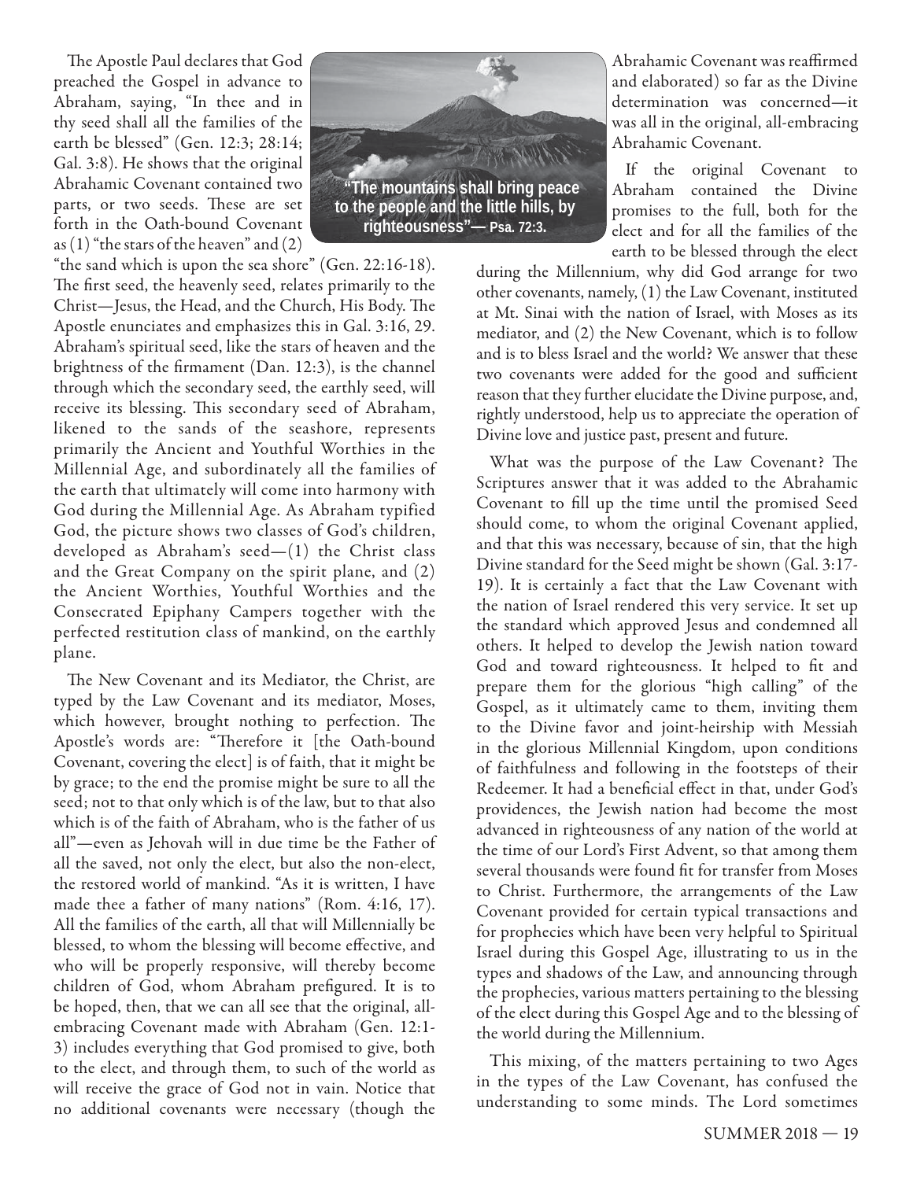The Apostle Paul declares that God preached the Gospel in advance to Abraham, saying, "In thee and in thy seed shall all the families of the earth be blessed" (Gen. 12:3; 28:14; Gal. 3:8). He shows that the original Abrahamic Covenant contained two parts, or two seeds. These are set forth in the Oath-bound Covenant as (1) "the stars of the heaven" and (2) "the sand which is upon the sea shore" (Gen. 22:16-18). The first seed, the heavenly seed, relates primarily to the Christ—Jesus, the Head, and the Church, His Body. The Apostle enunciates and emphasizes this in Gal. 3:16, 29. Abraham's spiritual seed, like the stars of heaven and the brightness of the firmament (Dan. 12:3), is the channel through which the secondary seed, the earthly seed, will receive its blessing. This secondary seed of Abraham, likened to the sands of the seashore, represents primarily the Ancient and Youthful Worthies in the Millennial Age, and subordinately all the families of the earth that ultimately will come into harmony with God during the Millennial Age. As Abraham typified God, the picture shows two classes of God's children, developed as Abraham's seed—(1) the Christ class and the Great Company on the spirit plane, and (2) the Ancient Worthies, Youthful Worthies and the Consecrated Epiphany Campers together with the perfected restitution class of mankind, on the earthly plane.

"The mountains shall bring peace to the people and the little hills, by righteousness"— Psa. 72:3.

The New Covenant and its Mediator, the Christ, are typed by the Law Covenant and its mediator, Moses, which however, brought nothing to perfection. The Apostle's words are: "Therefore it [the Oath-bound Covenant, covering the elect] is of faith, that it might be by grace; to the end the promise might be sure to all the seed; not to that only which is of the law, but to that also which is of the faith of Abraham, who is the father of us all"—even as Jehovah will in due time be the Father of all the saved, not only the elect, but also the non-elect, the restored world of mankind. "As it is written, I have made thee a father of many nations" (Rom. 4:16, 17). All the families of the earth, all that will Millennially be blessed, to whom the blessing will become effective, and who will be properly responsive, will thereby become children of God, whom Abraham prefigured. It is to be hoped, then, that we can all see that the original, all-embracing Covenant made with Abraham (Gen. 12:1-3) includes everything that God promised to give, both to the elect, and through them, to such of the world as will receive the grace of God not in vain. Notice that no additional covenants were necessary (though the Abrahamic Covenant was reaffirmed and elaborated) so far as the Divine determination was concerned—it was all in the original, all-embracing Abrahamic Covenant.

If the original Covenant to Abraham contained the Divine promises to the full, both for the elect and for all the families of the earth to be blessed through the elect during the Millennium, why did God arrange for two other covenants, namely, (1) the Law Covenant, instituted at Mt. Sinai with the nation of Israel, with Moses as its mediator, and (2) the New Covenant, which is to follow and is to bless Israel and the world? We answer that these two covenants were added for the good and sufficient reason that they further elucidate the Divine purpose, and, rightly understood, help us to appreciate the operation of Divine love and justice past, present and future.

What was the purpose of the Law Covenant? The Scriptures answer that it was added to the Abrahamic Covenant to fill up the time until the promised Seed should come, to whom the original Covenant applied, and that this was necessary, because of sin, that the high Divine standard for the Seed might be shown (Gal. 3:17-19). It is certainly a fact that the Law Covenant with the nation of Israel rendered this very service. It set up the standard which approved Jesus and condemned all others. It helped to develop the Jewish nation toward God and toward righteousness. It helped to fit and prepare them for the glorious "high calling" of the Gospel, as it ultimately came to them, inviting them to the Divine favor and joint-heirship with Messiah in the glorious Millennial Kingdom, upon conditions of faithfulness and following in the footsteps of their Redeemer. It had a beneficial effect in that, under God's providences, the Jewish nation had become the most advanced in righteousness of any nation of the world at the time of our Lord's First Advent, so that among them several thousands were found fit for transfer from Moses to Christ. Furthermore, the arrangements of the Law Covenant provided for certain typical transactions and for prophecies which have been very helpful to Spiritual Israel during this Gospel Age, illustrating to us in the types and shadows of the Law, and announcing through the prophecies, various matters pertaining to the blessing of the elect during this Gospel Age and to the blessing of the world during the Millennium.

This mixing, of the matters pertaining to two Ages in the types of the Law Covenant, has confused the understanding to some minds. The Lord sometimes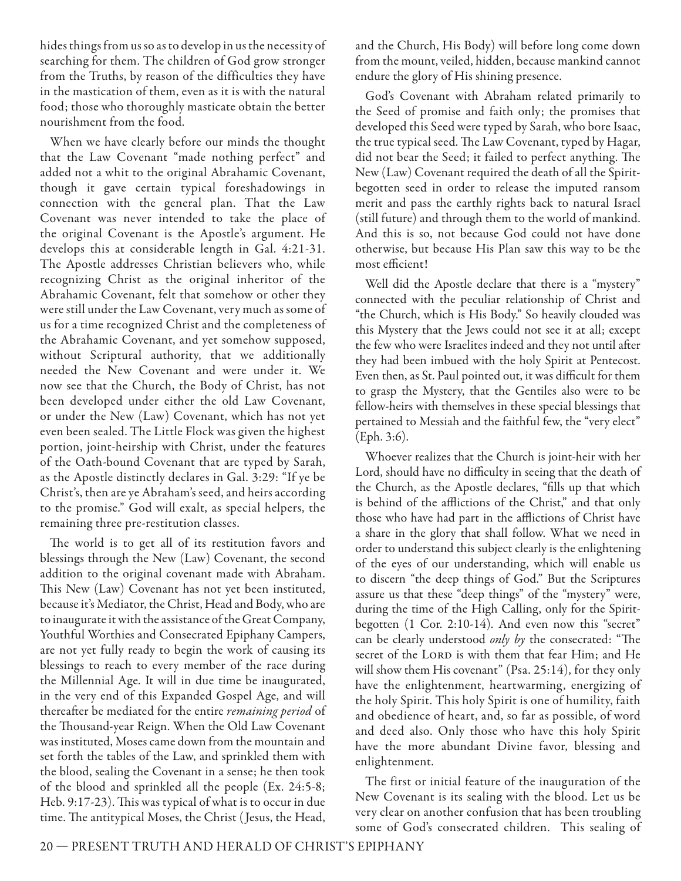hides things from us so as to develop in us the necessity of searching for them. The children of God grow stronger from the Truths, by reason of the difficulties they have in the mastication of them, even as it is with the natural food; those who thoroughly masticate obtain the better nourishment from the food.

When we have clearly before our minds the thought that the Law Covenant "made nothing perfect" and added not a whit to the original Abrahamic Covenant, though it gave certain typical foreshadowings in connection with the general plan. That the Law Covenant was never intended to take the place of the original Covenant is the Apostle's argument. He develops this at considerable length in Gal. 4:21-31. The Apostle addresses Christian believers who, while recognizing Christ as the original inheritor of the Abrahamic Covenant, felt that somehow or other they were still under the Law Covenant, very much as some of us for a time recognized Christ and the completeness of the Abrahamic Covenant, and yet somehow supposed, without Scriptural authority, that we additionally needed the New Covenant and were under it. We now see that the Church, the Body of Christ, has not been developed under either the old Law Covenant, or under the New (Law) Covenant, which has not yet even been sealed. The Little Flock was given the highest portion, joint-heirship with Christ, under the features of the Oath-bound Covenant that are typed by Sarah, as the Apostle distinctly declares in Gal. 3:29: "If ye be Christ's, then are ye Abraham's seed, and heirs according to the promise." God will exalt, as special helpers, the remaining three pre-restitution classes.

The world is to get all of its restitution favors and blessings through the New (Law) Covenant, the second addition to the original covenant made with Abraham. This New (Law) Covenant has not yet been instituted, because it's Mediator, the Christ, Head and Body, who are to inaugurate it with the assistance of the Great Company, Youthful Worthies and Consecrated Epiphany Campers, are not yet fully ready to begin the work of causing its blessings to reach to every member of the race during the Millennial Age. It will in due time be inaugurated, in the very end of this Expanded Gospel Age, and will thereafter be mediated for the entire *remaining period* of the Thousand-year Reign. When the Old Law Covenant was instituted, Moses came down from the mountain and set forth the tables of the Law, and sprinkled them with the blood, sealing the Covenant in a sense; he then took of the blood and sprinkled all the people (Ex. 24:5-8; Heb. 9:17-23). This was typical of what is to occur in due time. The antitypical Moses, the Christ (Jesus, the Head, and the Church, His Body) will before long come down from the mount, veiled, hidden, because mankind cannot endure the glory of His shining presence.

God's Covenant with Abraham related primarily to the Seed of promise and faith only; the promises that developed this Seed were typed by Sarah, who bore Isaac, the true typical seed. The Law Covenant, typed by Hagar, did not bear the Seed; it failed to perfect anything. The New (Law) Covenant required the death of all the Spirit-begotten seed in order to release the imputed ransom merit and pass the earthly rights back to natural Israel (still future) and through them to the world of mankind. And this is so, not because God could not have done otherwise, but because His Plan saw this way to be the most efficient!

Well did the Apostle declare that there is a "mystery" connected with the peculiar relationship of Christ and "the Church, which is His Body." So heavily clouded was this Mystery that the Jews could not see it at all; except the few who were Israelites indeed and they not until after they had been imbued with the holy Spirit at Pentecost. Even then, as St. Paul pointed out, it was difficult for them to grasp the Mystery, that the Gentiles also were to be fellow-heirs with themselves in these special blessings that pertained to Messiah and the faithful few, the "very elect" (Eph. 3:6).

Whoever realizes that the Church is joint-heir with her Lord, should have no difficulty in seeing that the death of the Church, as the Apostle declares, "fills up that which is behind of the afflictions of the Christ," and that only those who have had part in the afflictions of Christ have a share in the glory that shall follow. What we need in order to understand this subject clearly is the enlightening of the eyes of our understanding, which will enable us to discern "the deep things of God." But the Scriptures assure us that these "deep things" of the "mystery" were, during the time of the High Calling, only for the Spirit-begotten (1 Cor. 2:10-14). And even now this "secret" can be clearly understood *only by* the consecrated: "The secret of the Lord is with them that fear Him; and He will show them His covenant" (Psa. 25:14), for they only have the enlightenment, heartwarming, energizing of the holy Spirit. This holy Spirit is one of humility, faith and obedience of heart, and, so far as possible, of word and deed also. Only those who have this holy Spirit have the more abundant Divine favor, blessing and enlightenment.

The first or initial feature of the inauguration of the New Covenant is its sealing with the blood. Let us be very clear on another confusion that has been troubling some of God's consecrated children. This sealing of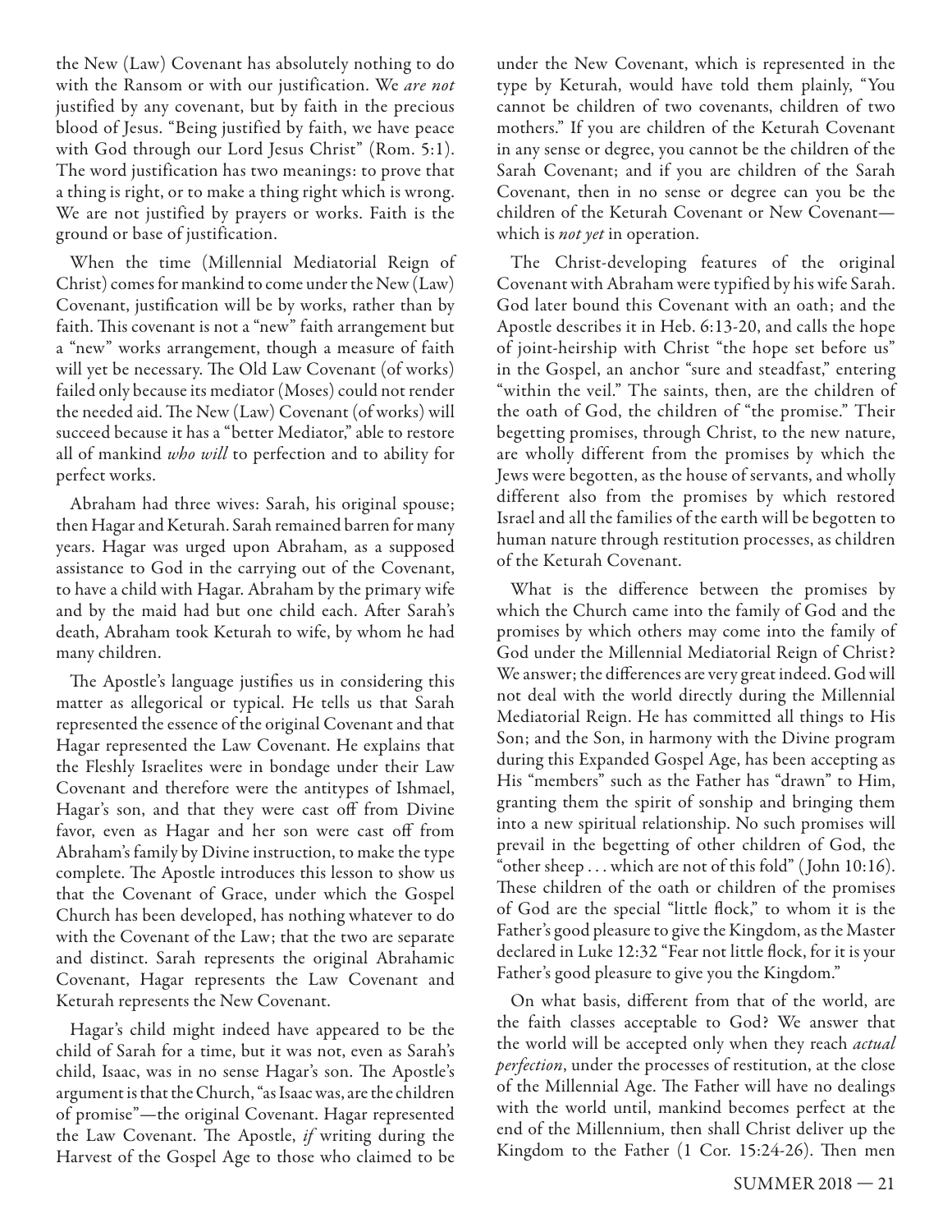the New (Law) Covenant has absolutely nothing to do with the Ransom or with our justification. We *are not* justified by any covenant, but by faith in the precious blood of Jesus. "Being justified by faith, we have peace with God through our Lord Jesus Christ" (Rom. 5:1). The word justification has two meanings: to prove that a thing is right, or to make a thing right which is wrong. We are not justified by prayers or works. Faith is the ground or base of justification.

When the time (Millennial Mediatorial Reign of Christ) comes for mankind to come under the New (Law) Covenant, justification will be by works, rather than by faith. This covenant is not a "new" faith arrangement but a "new" works arrangement, though a measure of faith will yet be necessary. The Old Law Covenant (of works) failed only because its mediator (Moses) could not render the needed aid. The New (Law) Covenant (of works) will succeed because it has a "better Mediator," able to restore all of mankind *who will* to perfection and to ability for perfect works.

Abraham had three wives: Sarah, his original spouse; then Hagar and Keturah. Sarah remained barren for many years. Hagar was urged upon Abraham, as a supposed assistance to God in the carrying out of the Covenant, to have a child with Hagar. Abraham by the primary wife and by the maid had but one child each. After Sarah's death, Abraham took Keturah to wife, by whom he had many children.

The Apostle's language justifies us in considering this matter as allegorical or typical. He tells us that Sarah represented the essence of the original Covenant and that Hagar represented the Law Covenant. He explains that the Fleshly Israelites were in bondage under their Law Covenant and therefore were the antitypes of Ishmael, Hagar's son, and that they were cast off from Divine favor, even as Hagar and her son were cast off from Abraham's family by Divine instruction, to make the type complete. The Apostle introduces this lesson to show us that the Covenant of Grace, under which the Gospel Church has been developed, has nothing whatever to do with the Covenant of the Law; that the two are separate and distinct. Sarah represents the original Abrahamic Covenant, Hagar represents the Law Covenant and Keturah represents the New Covenant.

Hagar's child might indeed have appeared to be the child of Sarah for a time, but it was not, even as Sarah's child, Isaac, was in no sense Hagar's son. The Apostle's argument is that the Church, "as Isaac was, are the children of promise"—the original Covenant. Hagar represented the Law Covenant. The Apostle, *if* writing during the Harvest of the Gospel Age to those who claimed to be under the New Covenant, which is represented in the type by Keturah, would have told them plainly, "You cannot be children of two covenants, children of two mothers." If you are children of the Keturah Covenant in any sense or degree, you cannot be the children of the Sarah Covenant; and if you are children of the Sarah Covenant, then in no sense or degree can you be the children of the Keturah Covenant or New Covenant—which is *not yet* in operation.

The Christ-developing features of the original Covenant with Abraham were typified by his wife Sarah. God later bound this Covenant with an oath; and the Apostle describes it in Heb. 6:13-20, and calls the hope of joint-heirship with Christ "the hope set before us" in the Gospel, an anchor "sure and steadfast," entering "within the veil." The saints, then, are the children of the oath of God, the children of "the promise." Their begetting promises, through Christ, to the new nature, are wholly different from the promises by which the Jews were begotten, as the house of servants, and wholly different also from the promises by which restored Israel and all the families of the earth will be begotten to human nature through restitution processes, as children of the Keturah Covenant.

What is the difference between the promises by which the Church came into the family of God and the promises by which others may come into the family of God under the Millennial Mediatorial Reign of Christ? We answer; the differences are very great indeed. God will not deal with the world directly during the Millennial Mediatorial Reign. He has committed all things to His Son; and the Son, in harmony with the Divine program during this Expanded Gospel Age, has been accepting as His "members" such as the Father has "drawn" to Him, granting them the spirit of sonship and bringing them into a new spiritual relationship. No such promises will prevail in the begetting of other children of God, the "other sheep . . . which are not of this fold" (John 10:16). These children of the oath or children of the promises of God are the special "little flock," to whom it is the Father's good pleasure to give the Kingdom, as the Master declared in Luke 12:32 "Fear not little flock, for it is your Father's good pleasure to give you the Kingdom."

On what basis, different from that of the world, are the faith classes acceptable to God? We answer that the world will be accepted only when they reach *actual perfection*, under the processes of restitution, at the close of the Millennial Age. The Father will have no dealings with the world until, mankind becomes perfect at the end of the Millennium, then shall Christ deliver up the Kingdom to the Father (1 Cor. 15:24-26). Then men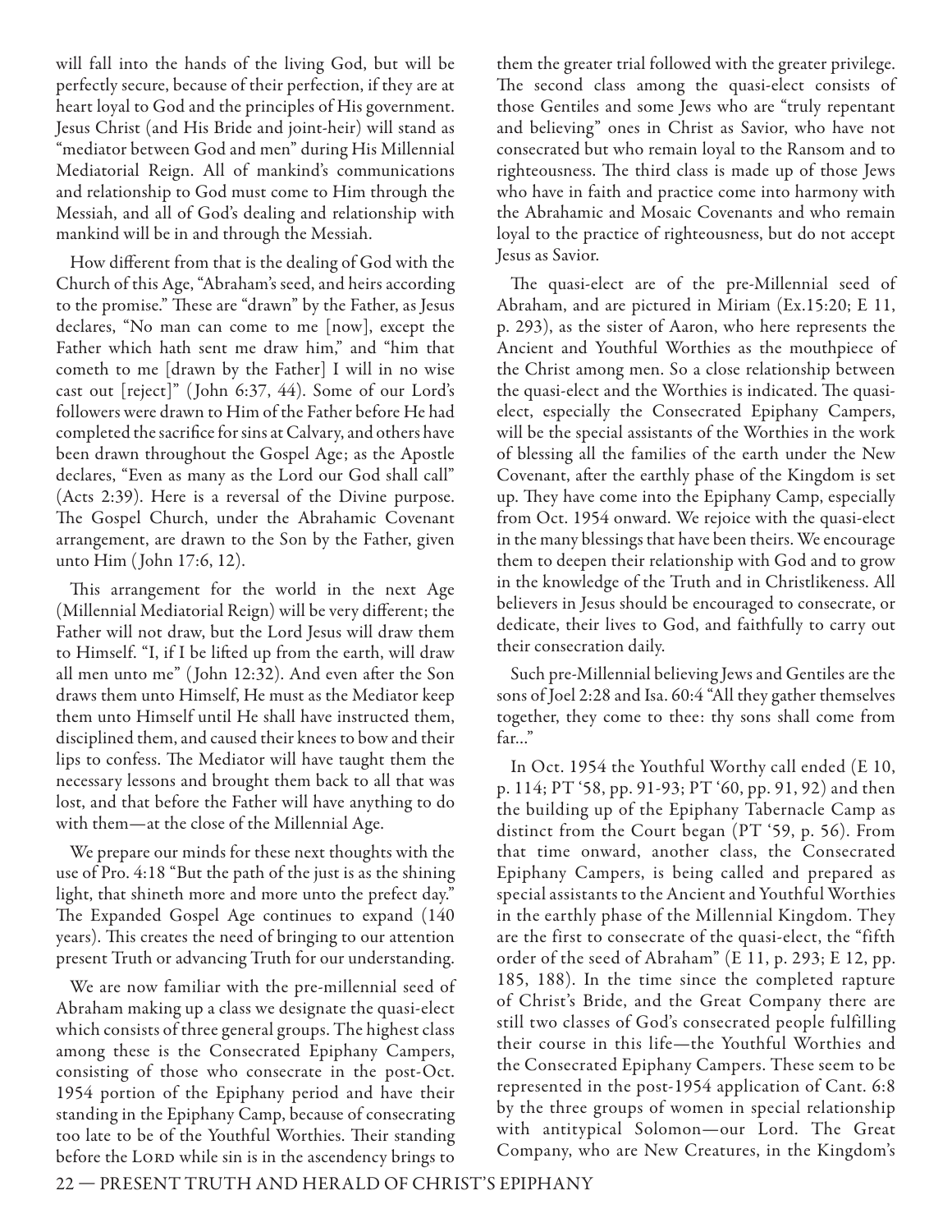will fall into the hands of the living God, but will be perfectly secure, because of their perfection, if they are at heart loyal to God and the principles of His government. Jesus Christ (and His Bride and joint-heir) will stand as "mediator between God and men" during His Millennial Mediatorial Reign. All of mankind's communications and relationship to God must come to Him through the Messiah, and all of God's dealing and relationship with mankind will be in and through the Messiah.

How different from that is the dealing of God with the Church of this Age, "Abraham's seed, and heirs according to the promise." These are "drawn" by the Father, as Jesus declares, "No man can come to me [now], except the Father which hath sent me draw him," and "him that cometh to me [drawn by the Father] I will in no wise cast out [reject]" (John 6:37, 44). Some of our Lord's followers were drawn to Him of the Father before He had completed the sacrifice for sins at Calvary, and others have been drawn throughout the Gospel Age; as the Apostle declares, "Even as many as the Lord our God shall call" (Acts 2:39). Here is a reversal of the Divine purpose. The Gospel Church, under the Abrahamic Covenant arrangement, are drawn to the Son by the Father, given unto Him (John 17:6, 12).

This arrangement for the world in the next Age (Millennial Mediatorial Reign) will be very different; the Father will not draw, but the Lord Jesus will draw them to Himself. "I, if I be lifted up from the earth, will draw all men unto me" (John 12:32). And even after the Son draws them unto Himself, He must as the Mediator keep them unto Himself until He shall have instructed them, disciplined them, and caused their knees to bow and their lips to confess. The Mediator will have taught them the necessary lessons and brought them back to all that was lost, and that before the Father will have anything to do with them—at the close of the Millennial Age.

We prepare our minds for these next thoughts with the use of Pro. 4:18 "But the path of the just is as the shining light, that shineth more and more unto the prefect day." The Expanded Gospel Age continues to expand (140 years). This creates the need of bringing to our attention present Truth or advancing Truth for our understanding.

We are now familiar with the pre-millennial seed of Abraham making up a class we designate the quasi-elect which consists of three general groups. The highest class among these is the Consecrated Epiphany Campers, consisting of those who consecrate in the post-Oct. 1954 portion of the Epiphany period and have their standing in the Epiphany Camp, because of consecrating too late to be of the Youthful Worthies. Their standing before the LORD while sin is in the ascendency brings to them the greater trial followed with the greater privilege. The second class among the quasi-elect consists of those Gentiles and some Jews who are "truly repentant and believing" ones in Christ as Savior, who have not consecrated but who remain loyal to the Ransom and to righteousness. The third class is made up of those Jews who have in faith and practice come into harmony with the Abrahamic and Mosaic Covenants and who remain loyal to the practice of righteousness, but do not accept Jesus as Savior.

The quasi-elect are of the pre-Millennial seed of Abraham, and are pictured in Miriam (Ex.15:20; E 11, p. 293), as the sister of Aaron, who here represents the Ancient and Youthful Worthies as the mouthpiece of the Christ among men. So a close relationship between the quasi-elect and the Worthies is indicated. The quasi-elect, especially the Consecrated Epiphany Campers, will be the special assistants of the Worthies in the work of blessing all the families of the earth under the New Covenant, after the earthly phase of the Kingdom is set up. They have come into the Epiphany Camp, especially from Oct. 1954 onward. We rejoice with the quasi-elect in the many blessings that have been theirs. We encourage them to deepen their relationship with God and to grow in the knowledge of the Truth and in Christlikeness. All believers in Jesus should be encouraged to consecrate, or dedicate, their lives to God, and faithfully to carry out their consecration daily.

Such pre-Millennial believing Jews and Gentiles are the sons of Joel 2:28 and Isa. 60:4 "All they gather themselves together, they come to thee: thy sons shall come from far…"

In Oct. 1954 the Youthful Worthy call ended (E 10, p. 114; PT '58, pp. 91-93; PT '60, pp. 91, 92) and then the building up of the Epiphany Tabernacle Camp as distinct from the Court began (PT '59, p. 56). From that time onward, another class, the Consecrated Epiphany Campers, is being called and prepared as special assistants to the Ancient and Youthful Worthies in the earthly phase of the Millennial Kingdom. They are the first to consecrate of the quasi-elect, the "fifth order of the seed of Abraham" (E 11, p. 293; E 12, pp. 185, 188). In the time since the completed rapture of Christ's Bride, and the Great Company there are still two classes of God's consecrated people fulfilling their course in this life—the Youthful Worthies and the Consecrated Epiphany Campers. These seem to be represented in the post-1954 application of Cant. 6:8 by the three groups of women in special relationship with antitypical Solomon—our Lord. The Great Company, who are New Creatures, in the Kingdom's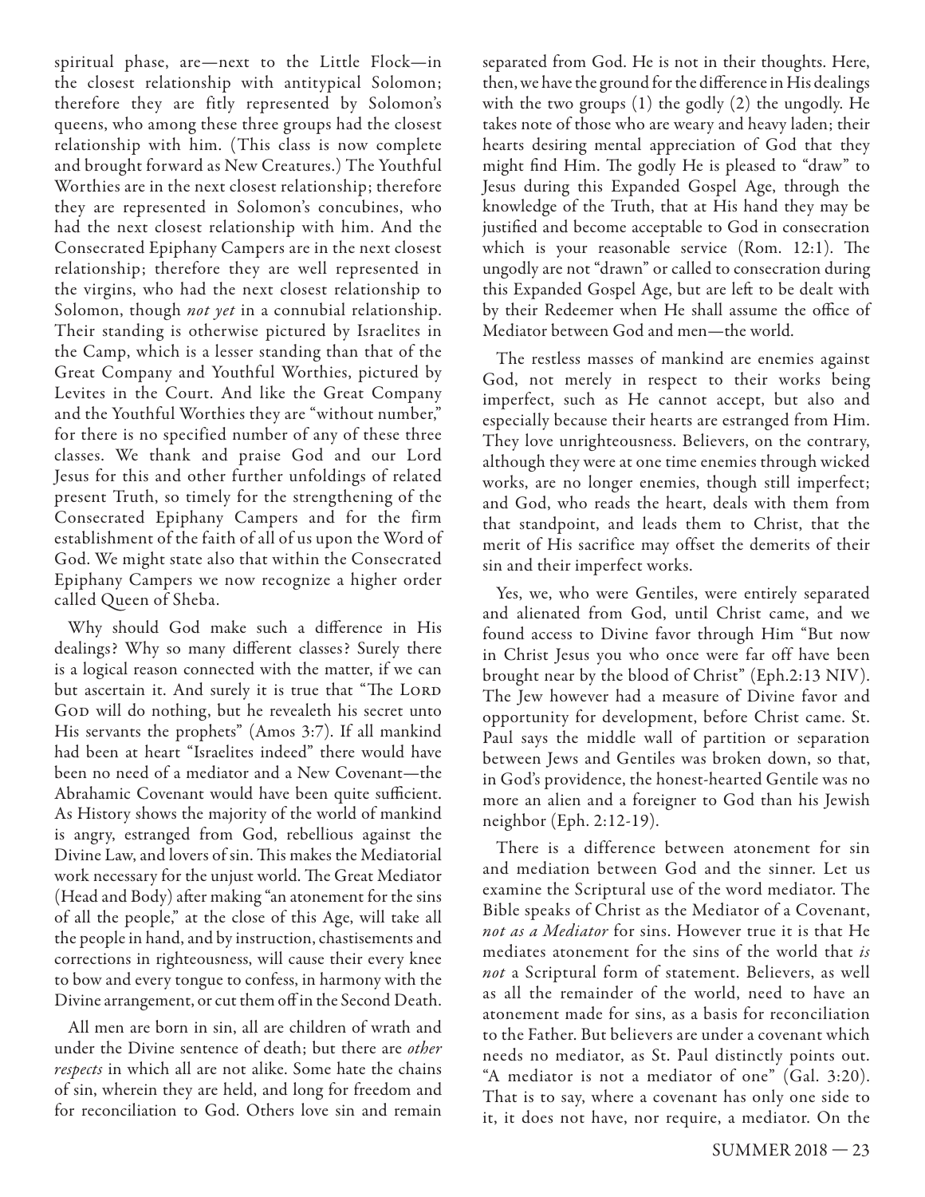spiritual phase, are—next to the Little Flock—in the closest relationship with antitypical Solomon; therefore they are fitly represented by Solomon's queens, who among these three groups had the closest relationship with him. (This class is now complete and brought forward as New Creatures.) The Youthful Worthies are in the next closest relationship; therefore they are represented in Solomon's concubines, who had the next closest relationship with him. And the Consecrated Epiphany Campers are in the next closest relationship; therefore they are well represented in the virgins, who had the next closest relationship to Solomon, though *not yet* in a connubial relationship. Their standing is otherwise pictured by Israelites in the Camp, which is a lesser standing than that of the Great Company and Youthful Worthies, pictured by Levites in the Court. And like the Great Company and the Youthful Worthies they are "without number," for there is no specified number of any of these three classes. We thank and praise God and our Lord Jesus for this and other further unfoldings of related present Truth, so timely for the strengthening of the Consecrated Epiphany Campers and for the firm establishment of the faith of all of us upon the Word of God. We might state also that within the Consecrated Epiphany Campers we now recognize a higher order called Queen of Sheba.

Why should God make such a difference in His dealings? Why so many different classes? Surely there is a logical reason connected with the matter, if we can but ascertain it. And surely it is true that "The LORD GOD will do nothing, but he revealeth his secret unto His servants the prophets" (Amos 3:7). If all mankind had been at heart "Israelites indeed" there would have been no need of a mediator and a New Covenant—the Abrahamic Covenant would have been quite sufficient. As History shows the majority of the world of mankind is angry, estranged from God, rebellious against the Divine Law, and lovers of sin. This makes the Mediatorial work necessary for the unjust world. The Great Mediator (Head and Body) after making "an atonement for the sins of all the people," at the close of this Age, will take all the people in hand, and by instruction, chastisements and corrections in righteousness, will cause their every knee to bow and every tongue to confess, in harmony with the Divine arrangement, or cut them off in the Second Death.

All men are born in sin, all are children of wrath and under the Divine sentence of death; but there are *other respects* in which all are not alike. Some hate the chains of sin, wherein they are held, and long for freedom and for reconciliation to God. Others love sin and remain separated from God. He is not in their thoughts. Here, then, we have the ground for the difference in His dealings with the two groups (1) the godly (2) the ungodly. He takes note of those who are weary and heavy laden; their hearts desiring mental appreciation of God that they might find Him. The godly He is pleased to "draw" to Jesus during this Expanded Gospel Age, through the knowledge of the Truth, that at His hand they may be justified and become acceptable to God in consecration which is your reasonable service (Rom. 12:1). The ungodly are not "drawn" or called to consecration during this Expanded Gospel Age, but are left to be dealt with by their Redeemer when He shall assume the office of Mediator between God and men—the world.

The restless masses of mankind are enemies against God, not merely in respect to their works being imperfect, such as He cannot accept, but also and especially because their hearts are estranged from Him. They love unrighteousness. Believers, on the contrary, although they were at one time enemies through wicked works, are no longer enemies, though still imperfect; and God, who reads the heart, deals with them from that standpoint, and leads them to Christ, that the merit of His sacrifice may offset the demerits of their sin and their imperfect works.

Yes, we, who were Gentiles, were entirely separated and alienated from God, until Christ came, and we found access to Divine favor through Him "But now in Christ Jesus you who once were far off have been brought near by the blood of Christ" (Eph.2:13 NIV). The Jew however had a measure of Divine favor and opportunity for development, before Christ came. St. Paul says the middle wall of partition or separation between Jews and Gentiles was broken down, so that, in God's providence, the honest-hearted Gentile was no more an alien and a foreigner to God than his Jewish neighbor (Eph. 2:12-19).

There is a difference between atonement for sin and mediation between God and the sinner. Let us examine the Scriptural use of the word mediator. The Bible speaks of Christ as the Mediator of a Covenant, *not as a Mediator* for sins. However true it is that He mediates atonement for the sins of the world that *is not* a Scriptural form of statement. Believers, as well as all the remainder of the world, need to have an atonement made for sins, as a basis for reconciliation to the Father. But believers are under a covenant which needs no mediator, as St. Paul distinctly points out. "A mediator is not a mediator of one" (Gal. 3:20). That is to say, where a covenant has only one side to it, it does not have, nor require, a mediator. On the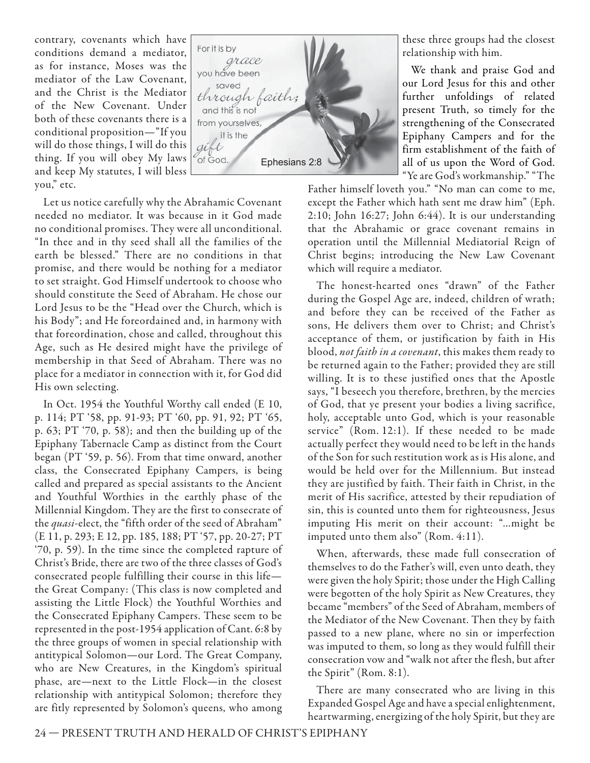contrary, covenants which have conditions demand a mediator, as for instance, Moses was the mediator of the Law Covenant, and the Christ is the Mediator of the New Covenant. Under both of these covenants there is a conditional proposition—"If you will do those things, I will do this thing. If you will obey My laws and keep My statutes, I will bless you," etc.

Let us notice carefully why the Abrahamic Covenant needed no mediator. It was because in it God made no conditional promises. They were all unconditional. "In thee and in thy seed shall all the families of the earth be blessed." There are no conditions in that promise, and there would be nothing for a mediator to set straight. God Himself undertook to choose who should constitute the Seed of Abraham. He chose our Lord Jesus to be the "Head over the Church, which is his Body"; and He foreordained and, in harmony with that foreordination, chose and called, throughout this Age, such as He desired might have the privilege of membership in that Seed of Abraham. There was no place for a mediator in connection with it, for God did His own selecting.

In Oct. 1954 the Youthful Worthy call ended (E 10, p. 114; PT '58, pp. 91-93; PT '60, pp. 91, 92; PT '65, p. 63; PT '70, p. 58); and then the building up of the Epiphany Tabernacle Camp as distinct from the Court began (PT '59, p. 56). From that time onward, another class, the Consecrated Epiphany Campers, is being called and prepared as special assistants to the Ancient and Youthful Worthies in the earthly phase of the Millennial Kingdom. They are the first to consecrate of the *quasi*-elect, the "fifth order of the seed of Abraham" (E 11, p. 293; E 12, pp. 185, 188; PT '57, pp. 20-27; PT '70, p. 59). In the time since the completed rapture of Christ's Bride, there are two of the three classes of God's consecrated people fulfilling their course in this life—the Great Company: (This class is now completed and assisting the Little Flock) the Youthful Worthies and the Consecrated Epiphany Campers. These seem to be represented in the post-1954 application of Cant. 6:8 by the three groups of women in special relationship with antitypical Solomon—our Lord. The Great Company, who are New Creatures, in the Kingdom's spiritual phase, are—next to the Little Flock—in the closest relationship with antitypical Solomon; therefore they are fitly represented by Solomon's queens, who among these three groups had the closest relationship with him.

For it is by grace you have been saved through faith; and this is not from yourselves, it is the gift of God. Ephesians 2:8

We thank and praise God and our Lord Jesus for this and other further unfoldings of related present Truth, so timely for the strengthening of the Consecrated Epiphany Campers and for the firm establishment of the faith of all of us upon the Word of God. "Ye are God's workmanship." "The Father himself loveth you." "No man can come to me, except the Father which hath sent me draw him" (Eph. 2:10; John 16:27; John 6:44). It is our understanding that the Abrahamic or grace covenant remains in operation until the Millennial Mediatorial Reign of Christ begins; introducing the New Law Covenant which will require a mediator.

The honest-hearted ones "drawn" of the Father during the Gospel Age are, indeed, children of wrath; and before they can be received of the Father as sons, He delivers them over to Christ; and Christ's acceptance of them, or justification by faith in His blood, *not faith in a covenant*, this makes them ready to be returned again to the Father; provided they are still willing. It is to these justified ones that the Apostle says, "I beseech you therefore, brethren, by the mercies of God, that ye present your bodies a living sacrifice, holy, acceptable unto God, which is your reasonable service" (Rom. 12:1). If these needed to be made actually perfect they would need to be left in the hands of the Son for such restitution work as is His alone, and would be held over for the Millennium. But instead they are justified by faith. Their faith in Christ, in the merit of His sacrifice, attested by their repudiation of sin, this is counted unto them for righteousness, Jesus imputing His merit on their account: "...might be imputed unto them also" (Rom. 4:11).

When, afterwards, these made full consecration of themselves to do the Father's will, even unto death, they were given the holy Spirit; those under the High Calling were begotten of the holy Spirit as New Creatures, they became "members" of the Seed of Abraham, members of the Mediator of the New Covenant. Then they by faith passed to a new plane, where no sin or imperfection was imputed to them, so long as they would fulfill their consecration vow and "walk not after the flesh, but after the Spirit" (Rom. 8:1).

There are many consecrated who are living in this Expanded Gospel Age and have a special enlightenment, heartwarming, energizing of the holy Spirit, but they are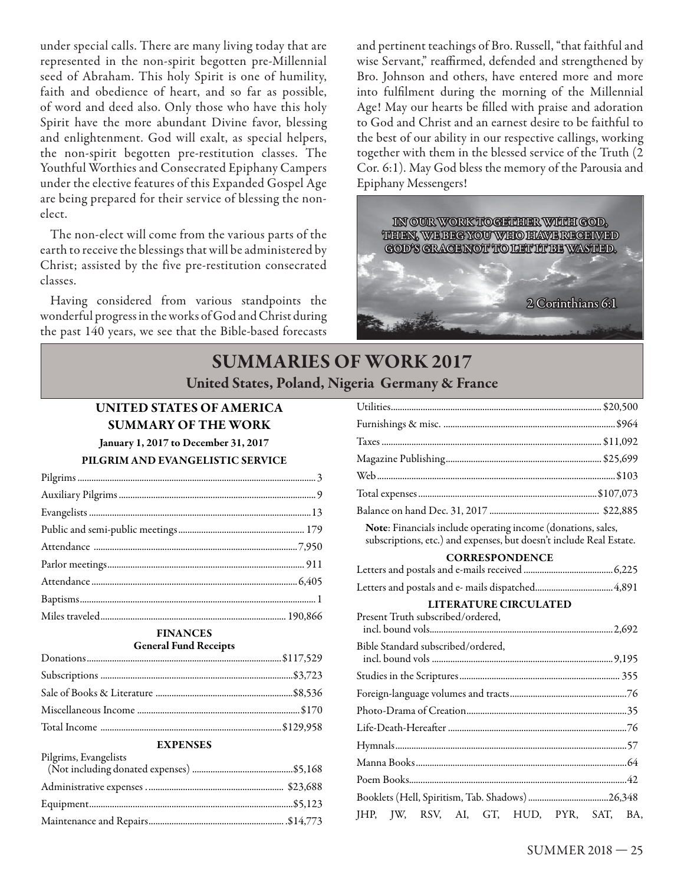under special calls. There are many living today that are represented in the non-spirit begotten pre-Millennial seed of Abraham. This holy Spirit is one of humility, faith and obedience of heart, and so far as possible, of word and deed also. Only those who have this holy Spirit have the more abundant Divine favor, blessing and enlightenment. God will exalt, as special helpers, the non-spirit begotten pre-restitution classes. The Youthful Worthies and Consecrated Epiphany Campers under the elective features of this Expanded Gospel Age are being prepared for their service of blessing the non-elect.

The non-elect will come from the various parts of the earth to receive the blessings that will be administered by Christ; assisted by the five pre-restitution consecrated classes.

Having considered from various standpoints the wonderful progress in the works of God and Christ during the past 140 years, we see that the Bible-based forecasts and pertinent teachings of Bro. Russell, "that faithful and wise Servant," reaffirmed, defended and strengthened by Bro. Johnson and others, have entered more and more into fulfilment during the morning of the Millennial Age! May our hearts be filled with praise and adoration to God and Christ and an earnest desire to be faithful to the best of our ability in our respective callings, working together with them in the blessed service of the Truth (2 Cor. 6:1). May God bless the memory of the Parousia and Epiphany Messengers!

IN OUR WORK TOGETHER WITH GOD, THEN, WE BEG YOU WHO HAVE RECEIVED GOD'S GRACE NOT TO LET IT BE WASTED.

2 Corinthians 6:1

# SUMMARIES OF WORK 2017

## United States, Poland, Nigeria Germany & France

### UNITED STATES OF AMERICA SUMMARY OF THE WORK

**January 1, 2017 to December 31, 2017**

#### PILGRIM AND EVANGELISTIC SERVICE

| | |
|---|---|
| Pilgrims | 3 |
| Auxiliary Pilgrims | 9 |
| Evangelists | 13 |
| Public and semi-public meetings | 179 |
| Attendance | 7,950 |
| Parlor meetings | 911 |
| Attendance | 6,405 |
| Baptisms | 1 |
| Miles traveled | 190,866 |

#### FINANCES

**General Fund Receipts**

| | |
|---|---|
| Donations | $117,529 |
| Subscriptions | $3,723 |
| Sale of Books & Literature | $8,536 |
| Miscellaneous Income | $170 |
| Total Income | $129,958 |

#### EXPENSES

| | |
|---|---|
| Pilgrims, Evangelists (Not including donated expenses) | $5,168 |
| Administrative expenses | $23,688 |
| Equipment | $5,123 |
| Maintenance and Repairs | $14,773 |
| Utilities | $20,500 |
| Furnishings & misc. | $964 |
| Taxes | $11,092 |
| Magazine Publishing | $25,699 |
| Web | $103 |
| Total expenses | $107,073 |
| Balance on hand Dec. 31, 2017 | $22,885 |

**Note**: Financials include operating income (donations, sales, subscriptions, etc.) and expenses, but doesn't include Real Estate.

#### CORRESPONDENCE

| | |
|---|---|
| Letters and postals and e-mails received | 6,225 |
| Letters and postals and e- mails dispatched | 4,891 |

#### LITERATURE CIRCULATED

| | |
|---|---|
| Present Truth subscribed/ordered, incl. bound vols | 2,692 |
| Bible Standard subscribed/ordered, incl. bound vols | 9,195 |
| Studies in the Scriptures | 355 |
| Foreign-language volumes and tracts | 76 |
| Photo-Drama of Creation | 35 |
| Life-Death-Hereafter | 76 |
| Hymnals | 57 |
| Manna Books | 64 |
| Poem Books | 42 |
| Booklets (Hell, Spiritism, Tab. Shadows) | 26,348 |

JHP, JW, RSV, AI, GT, HUD, PYR, SAT, BA,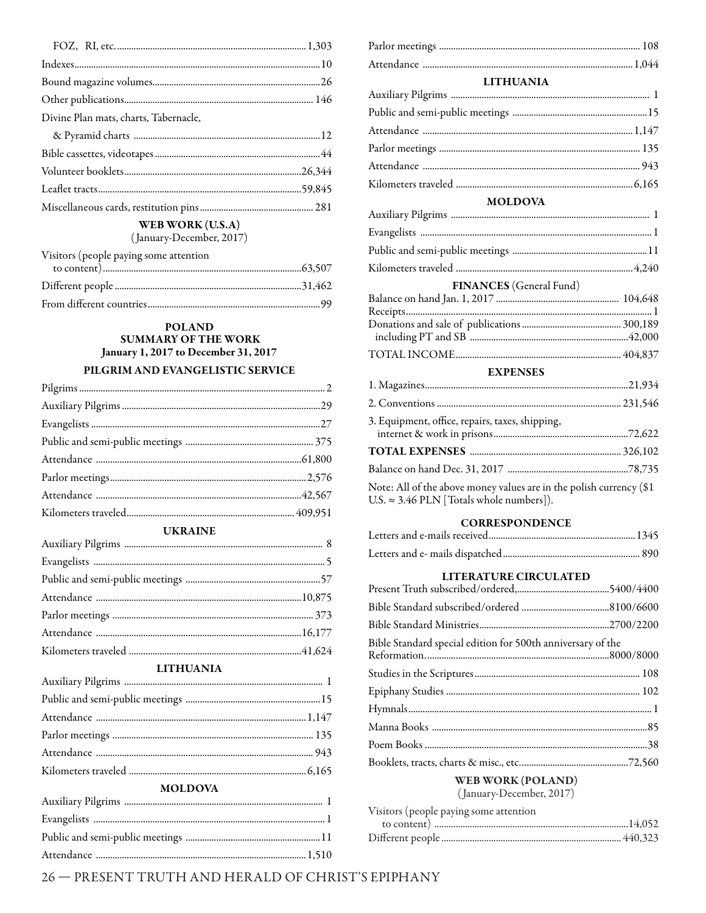| | |
|---|---|
| FOZ, RI, etc. | 1,303 |
| Indexes | 10 |
| Bound magazine volumes | 26 |
| Other publications | 146 |
| Divine Plan mats, charts, Tabernacle, & Pyramid charts | 12 |
| Bible cassettes, videotapes | 44 |
| Volunteer booklets | 26,344 |
| Leaflet tracts | 59,845 |
| Miscellaneous cards, restitution pins | 281 |

### WEB WORK (U.S.A)

(January-December, 2017)

| | |
|---|---|
| Visitors (people paying some attention to content) | 63,507 |
| Different people | 31,462 |
| From different countries | 99 |

## POLAND
## SUMMARY OF THE WORK
### January 1, 2017 to December 31, 2017

### PILGRIM AND EVANGELISTIC SERVICE

| | |
|---|---|
| Pilgrims | 2 |
| Auxiliary Pilgrims | 29 |
| Evangelists | 27 |
| Public and semi-public meetings | 375 |
| Attendance | 61,800 |
| Parlor meetings | 2,576 |
| Attendance | 42,567 |
| Kilometers traveled | 409,951 |

### UKRAINE

| | |
|---|---|
| Auxiliary Pilgrims | 8 |
| Evangelists | 5 |
| Public and semi-public meetings | 57 |
| Attendance | 10,875 |
| Parlor meetings | 373 |
| Attendance | 16,177 |
| Kilometers traveled | 41,624 |

### LITHUANIA

| | |
|---|---|
| Auxiliary Pilgrims | 1 |
| Public and semi-public meetings | 15 |
| Attendance | 1,147 |
| Parlor meetings | 135 |
| Attendance | 943 |
| Kilometers traveled | 6,165 |

### MOLDOVA

| | |
|---|---|
| Auxiliary Pilgrims | 1 |
| Evangelists | 1 |
| Public and semi-public meetings | 11 |
| Attendance | 1,510 |
| Parlor meetings | 108 |
| Attendance | 1,044 |

### LITHUANIA

| | |
|---|---|
| Auxiliary Pilgrims | 1 |
| Public and semi-public meetings | 15 |
| Attendance | 1,147 |
| Parlor meetings | 135 |
| Attendance | 943 |
| Kilometers traveled | 6,165 |

### MOLDOVA

| | |
|---|---|
| Auxiliary Pilgrims | 1 |
| Evangelists | 1 |
| Public and semi-public meetings | 11 |
| Kilometers traveled | 4,240 |

### FINANCES (General Fund)

| | |
|---|---|
| Balance on hand Jan. 1, 2017 | 104,648 |
| Receipts | 1 |
| Donations and sale of publications | 300,189 |
| including PT and SB | 42,000 |
| TOTAL INCOME | 404,837 |

### EXPENSES

| | |
|---|---|
| 1. Magazines | 21,934 |
| 2. Conventions | 231,546 |
| 3. Equipment, office, repairs, taxes, shipping, internet & work in prisons | 72,622 |
| **TOTAL EXPENSES** | 326,102 |
| Balance on hand Dec. 31, 2017 | 78,735 |

Note: All of the above money values are in the polish currency ($1 U.S. ≈ 3.46 PLN [Totals whole numbers]).

### CORRESPONDENCE

| | |
|---|---|
| Letters and e-mails received | 1345 |
| Letters and e- mails dispatched | 890 |

### LITERATURE CIRCULATED

| | |
|---|---|
| Present Truth subscribed/ordered, | 5400/4400 |
| Bible Standard subscribed/ordered | 8100/6600 |
| Bible Standard Ministries | 2700/2200 |
| Bible Standard special edition for 500th anniversary of the Reformation. | 8000/8000 |
| Studies in the Scriptures | 108 |
| Epiphany Studies | 102 |
| Hymnals | 1 |
| Manna Books | 85 |
| Poem Books | 38 |
| Booklets, tracts, charts & misc., etc. | 72,560 |

### WEB WORK (POLAND)

(January-December, 2017)

| | |
|---|---|
| Visitors (people paying some attention to content) | 14,052 |
| Different people | 440,323 |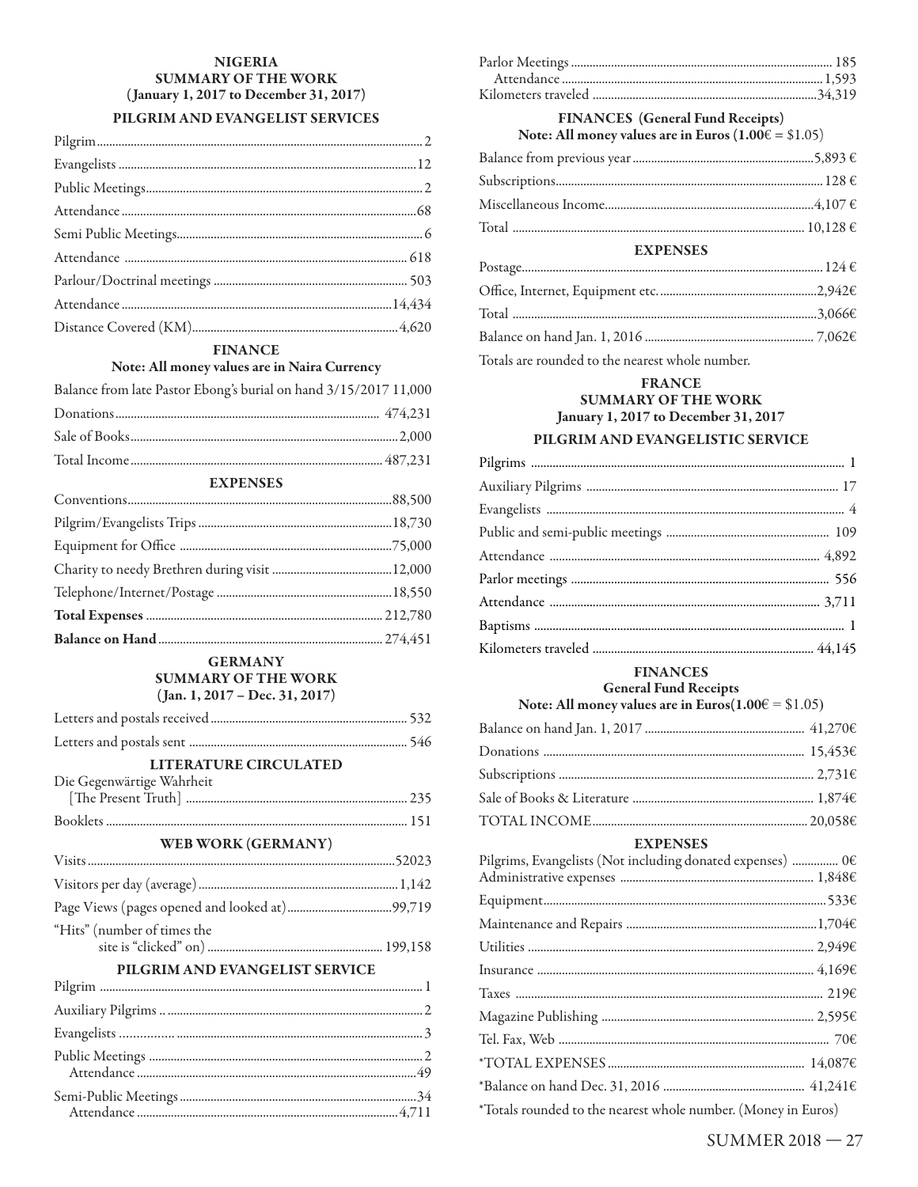## NIGERIA
### SUMMARY OF THE WORK
### (January 1, 2017 to December 31, 2017)

#### PILGRIM AND EVANGELIST SERVICES

| | |
|---|---|
| Pilgrim | 2 |
| Evangelists | 12 |
| Public Meetings | 2 |
| Attendance | 68 |
| Semi Public Meetings | 6 |
| Attendance | 618 |
| Parlour/Doctrinal meetings | 503 |
| Attendance | 14,434 |
| Distance Covered (KM) | 4,620 |

#### FINANCE
**Note: All money values are in Naira Currency**

| | |
|---|---|
| Balance from late Pastor Ebong's burial on hand 3/15/2017 | 11,000 |
| Donations | 474,231 |
| Sale of Books | 2,000 |
| Total Income | 487,231 |

#### EXPENSES

| | |
|---|---|
| Conventions | 88,500 |
| Pilgrim/Evangelists Trips | 18,730 |
| Equipment for Office | 75,000 |
| Charity to needy Brethren during visit | 12,000 |
| Telephone/Internet/Postage | 18,550 |
| **Total Expenses** | 212,780 |
| **Balance on Hand** | 274,451 |

## GERMANY
### SUMMARY OF THE WORK
### (Jan. 1, 2017 – Dec. 31, 2017)

| | |
|---|---|
| Letters and postals received | 532 |
| Letters and postals sent | 546 |

#### LITERATURE CIRCULATED

| | |
|---|---|
| Die Gegenwärtige Wahrheit [The Present Truth] | 235 |
| Booklets | 151 |

#### WEB WORK (GERMANY)

| | |
|---|---|
| Visits | 52023 |
| Visitors per day (average) | 1,142 |
| Page Views (pages opened and looked at) | 99,719 |
| "Hits" (number of times the site is "clicked" on) | 199,158 |

#### PILGRIM AND EVANGELIST SERVICE

| | |
|---|---|
| Pilgrim | 1 |
| Auxiliary Pilgrims | 2 |
| Evangelists | 3 |
| Public Meetings | 2 |
| Attendance | 49 |
| Semi-Public Meetings | 34 |
| Attendance | 4,711 |
| Parlor Meetings | 185 |
| Attendance | 1,593 |
| Kilometers traveled | 34,319 |

#### FINANCES (General Fund Receipts)
**Note: All money values are in Euros (1.00€ = $1.05)**

| | |
|---|---|
| Balance from previous year | 5,893 € |
| Subscriptions | 128 € |
| Miscellaneous Income | 4,107 € |
| Total | 10,128 € |

#### EXPENSES

| | |
|---|---|
| Postage | 124 € |
| Office, Internet, Equipment etc. | 2,942€ |
| Total | 3,066€ |
| Balance on hand Jan. 1, 2016 | 7,062€ |

Totals are rounded to the nearest whole number.

## FRANCE
### SUMMARY OF THE WORK
### January 1, 2017 to December 31, 2017

#### PILGRIM AND EVANGELISTIC SERVICE

| | |
|---|---|
| Pilgrims | 1 |
| Auxiliary Pilgrims | 17 |
| Evangelists | 4 |
| Public and semi-public meetings | 109 |
| Attendance | 4,892 |
| Parlor meetings | 556 |
| Attendance | 3,711 |
| Baptisms | 1 |
| Kilometers traveled | 44,145 |

#### FINANCES
**General Fund Receipts**
**Note: All money values are in Euros(1.00€ = $1.05)**

| | |
|---|---|
| Balance on hand Jan. 1, 2017 | 41,270€ |
| Donations | 15,453€ |
| Subscriptions | 2,731€ |
| Sale of Books & Literature | 1,874€ |
| TOTAL INCOME | 20,058€ |

#### EXPENSES

| | |
|---|---|
| Pilgrims, Evangelists (Not including donated expenses) | 0€ |
| Administrative expenses | 1,848€ |
| Equipment | 533€ |
| Maintenance and Repairs | 1,704€ |
| Utilities | 2,949€ |
| Insurance | 4,169€ |
| Taxes | 219€ |
| Magazine Publishing | 2,595€ |
| Tel. Fax, Web | 70€ |
| *TOTAL EXPENSES | 14,087€ |
| *Balance on hand Dec. 31, 2016 | 41,241€ |

*Totals rounded to the nearest whole number. (Money in Euros)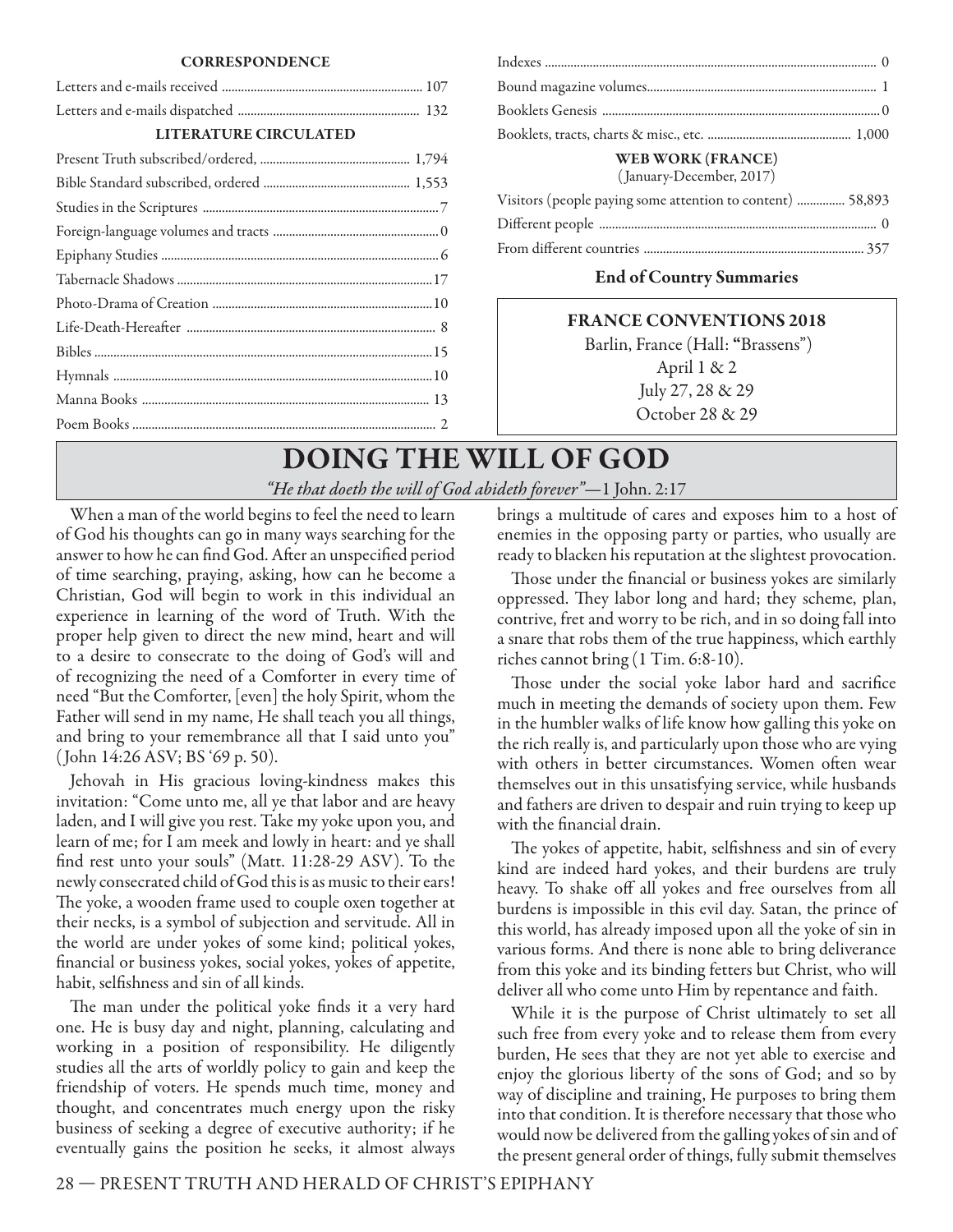**CORRESPONDENCE**

| | |
|---|---|
| Letters and e-mails received | 107 |
| Letters and e-mails dispatched | 132 |

**LITERATURE CIRCULATED**

| | |
|---|---|
| Present Truth subscribed/ordered, | 1,794 |
| Bible Standard subscribed, ordered | 1,553 |
| Studies in the Scriptures | 7 |
| Foreign-language volumes and tracts | 0 |
| Epiphany Studies | 6 |
| Tabernacle Shadows | 17 |
| Photo-Drama of Creation | 10 |
| Life-Death-Hereafter | 8 |
| Bibles | 15 |
| Hymnals | 10 |
| Manna Books | 13 |
| Poem Books | 2 |
| Indexes | 0 |
| Bound magazine volumes | 1 |
| Booklets Genesis | 0 |
| Booklets, tracts, charts & misc., etc. | 1,000 |

**WEB WORK (FRANCE)**
(January-December, 2017)

| | |
|---|---|
| Visitors (people paying some attention to content) | 58,893 |
| Different people | 0 |
| From different countries | 357 |

**End of Country Summaries**

**FRANCE CONVENTIONS 2018**

Barlin, France (Hall: "Brassens")
April 1 & 2
July 27, 28 & 29
October 28 & 29

# DOING THE WILL OF GOD

*"He that doeth the will of God abideth forever"*—1 John. 2:17

When a man of the world begins to feel the need to learn of God his thoughts can go in many ways searching for the answer to how he can find God. After an unspecified period of time searching, praying, asking, how can he become a Christian, God will begin to work in this individual an experience in learning of the word of Truth. With the proper help given to direct the new mind, heart and will to a desire to consecrate to the doing of God's will and of recognizing the need of a Comforter in every time of need "But the Comforter, [even] the holy Spirit, whom the Father will send in my name, He shall teach you all things, and bring to your remembrance all that I said unto you" (John 14:26 ASV; BS '69 p. 50).

Jehovah in His gracious loving-kindness makes this invitation: "Come unto me, all ye that labor and are heavy laden, and I will give you rest. Take my yoke upon you, and learn of me; for I am meek and lowly in heart: and ye shall find rest unto your souls" (Matt. 11:28-29 ASV). To the newly consecrated child of God this is as music to their ears! The yoke, a wooden frame used to couple oxen together at their necks, is a symbol of subjection and servitude. All in the world are under yokes of some kind; political yokes, financial or business yokes, social yokes, yokes of appetite, habit, selfishness and sin of all kinds.

The man under the political yoke finds it a very hard one. He is busy day and night, planning, calculating and working in a position of responsibility. He diligently studies all the arts of worldly policy to gain and keep the friendship of voters. He spends much time, money and thought, and concentrates much energy upon the risky business of seeking a degree of executive authority; if he eventually gains the position he seeks, it almost always brings a multitude of cares and exposes him to a host of enemies in the opposing party or parties, who usually are ready to blacken his reputation at the slightest provocation.

Those under the financial or business yokes are similarly oppressed. They labor long and hard; they scheme, plan, contrive, fret and worry to be rich, and in so doing fall into a snare that robs them of the true happiness, which earthly riches cannot bring (1 Tim. 6:8-10).

Those under the social yoke labor hard and sacrifice much in meeting the demands of society upon them. Few in the humbler walks of life know how galling this yoke on the rich really is, and particularly upon those who are vying with others in better circumstances. Women often wear themselves out in this unsatisfying service, while husbands and fathers are driven to despair and ruin trying to keep up with the financial drain.

The yokes of appetite, habit, selfishness and sin of every kind are indeed hard yokes, and their burdens are truly heavy. To shake off all yokes and free ourselves from all burdens is impossible in this evil day. Satan, the prince of this world, has already imposed upon all the yoke of sin in various forms. And there is none able to bring deliverance from this yoke and its binding fetters but Christ, who will deliver all who come unto Him by repentance and faith.

While it is the purpose of Christ ultimately to set all such free from every yoke and to release them from every burden, He sees that they are not yet able to exercise and enjoy the glorious liberty of the sons of God; and so by way of discipline and training, He purposes to bring them into that condition. It is therefore necessary that those who would now be delivered from the galling yokes of sin and of the present general order of things, fully submit themselves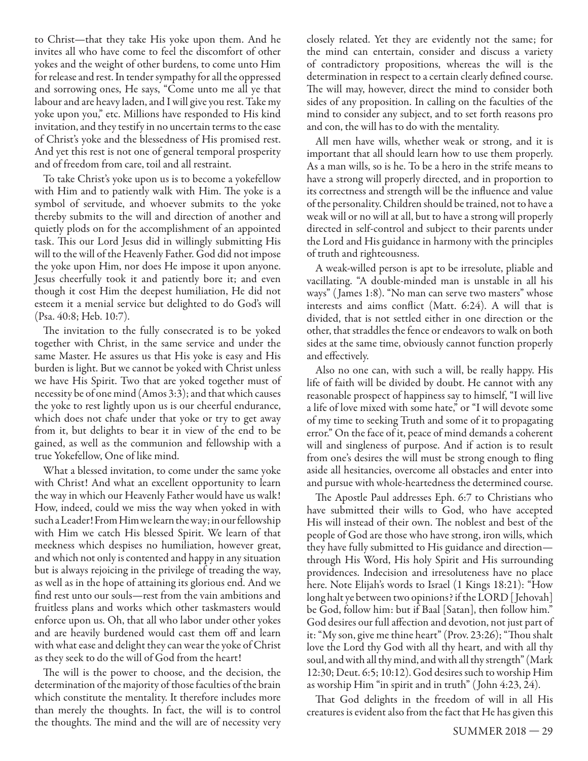to Christ—that they take His yoke upon them. And he invites all who have come to feel the discomfort of other yokes and the weight of other burdens, to come unto Him for release and rest. In tender sympathy for all the oppressed and sorrowing ones, He says, "Come unto me all ye that labour and are heavy laden, and I will give you rest. Take my yoke upon you," etc. Millions have responded to His kind invitation, and they testify in no uncertain terms to the ease of Christ's yoke and the blessedness of His promised rest. And yet this rest is not one of general temporal prosperity and of freedom from care, toil and all restraint.

To take Christ's yoke upon us is to become a yokefellow with Him and to patiently walk with Him. The yoke is a symbol of servitude, and whoever submits to the yoke thereby submits to the will and direction of another and quietly plods on for the accomplishment of an appointed task. This our Lord Jesus did in willingly submitting His will to the will of the Heavenly Father. God did not impose the yoke upon Him, nor does He impose it upon anyone. Jesus cheerfully took it and patiently bore it; and even though it cost Him the deepest humiliation, He did not esteem it a menial service but delighted to do God's will (Psa. 40:8; Heb. 10:7).

The invitation to the fully consecrated is to be yoked together with Christ, in the same service and under the same Master. He assures us that His yoke is easy and His burden is light. But we cannot be yoked with Christ unless we have His Spirit. Two that are yoked together must of necessity be of one mind (Amos 3:3); and that which causes the yoke to rest lightly upon us is our cheerful endurance, which does not chafe under that yoke or try to get away from it, but delights to bear it in view of the end to be gained, as well as the communion and fellowship with a true Yokefellow, One of like mind.

What a blessed invitation, to come under the same yoke with Christ! And what an excellent opportunity to learn the way in which our Heavenly Father would have us walk! How, indeed, could we miss the way when yoked in with such a Leader! From Him we learn the way; in our fellowship with Him we catch His blessed Spirit. We learn of that meekness which despises no humiliation, however great, and which not only is contented and happy in any situation but is always rejoicing in the privilege of treading the way, as well as in the hope of attaining its glorious end. And we find rest unto our souls—rest from the vain ambitions and fruitless plans and works which other taskmasters would enforce upon us. Oh, that all who labor under other yokes and are heavily burdened would cast them off and learn with what ease and delight they can wear the yoke of Christ as they seek to do the will of God from the heart!

The will is the power to choose, and the decision, the determination of the majority of those faculties of the brain which constitute the mentality. It therefore includes more than merely the thoughts. In fact, the will is to control the thoughts. The mind and the will are of necessity very closely related. Yet they are evidently not the same; for the mind can entertain, consider and discuss a variety of contradictory propositions, whereas the will is the determination in respect to a certain clearly defined course. The will may, however, direct the mind to consider both sides of any proposition. In calling on the faculties of the mind to consider any subject, and to set forth reasons pro and con, the will has to do with the mentality.

All men have wills, whether weak or strong, and it is important that all should learn how to use them properly. As a man wills, so is he. To be a hero in the strife means to have a strong will properly directed, and in proportion to its correctness and strength will be the influence and value of the personality. Children should be trained, not to have a weak will or no will at all, but to have a strong will properly directed in self-control and subject to their parents under the Lord and His guidance in harmony with the principles of truth and righteousness.

A weak-willed person is apt to be irresolute, pliable and vacillating. "A double-minded man is unstable in all his ways" (James 1:8). "No man can serve two masters" whose interests and aims conflict (Matt. 6:24). A will that is divided, that is not settled either in one direction or the other, that straddles the fence or endeavors to walk on both sides at the same time, obviously cannot function properly and effectively.

Also no one can, with such a will, be really happy. His life of faith will be divided by doubt. He cannot with any reasonable prospect of happiness say to himself, "I will live a life of love mixed with some hate," or "I will devote some of my time to seeking Truth and some of it to propagating error." On the face of it, peace of mind demands a coherent will and singleness of purpose. And if action is to result from one's desires the will must be strong enough to fling aside all hesitancies, overcome all obstacles and enter into and pursue with whole-heartedness the determined course.

The Apostle Paul addresses Eph. 6:7 to Christians who have submitted their wills to God, who have accepted His will instead of their own. The noblest and best of the people of God are those who have strong, iron wills, which they have fully submitted to His guidance and direction—through His Word, His holy Spirit and His surrounding providences. Indecision and irresoluteness have no place here. Note Elijah's words to Israel (1 Kings 18:21): "How long halt ye between two opinions? if the LORD [Jehovah] be God, follow him: but if Baal [Satan], then follow him." God desires our full affection and devotion, not just part of it: "My son, give me thine heart" (Prov. 23:26); "Thou shalt love the Lord thy God with all thy heart, and with all thy soul, and with all thy mind, and with all thy strength" (Mark 12:30; Deut. 6:5; 10:12). God desires such to worship Him as worship Him "in spirit and in truth" (John 4:23, 24).

That God delights in the freedom of will in all His creatures is evident also from the fact that He has given this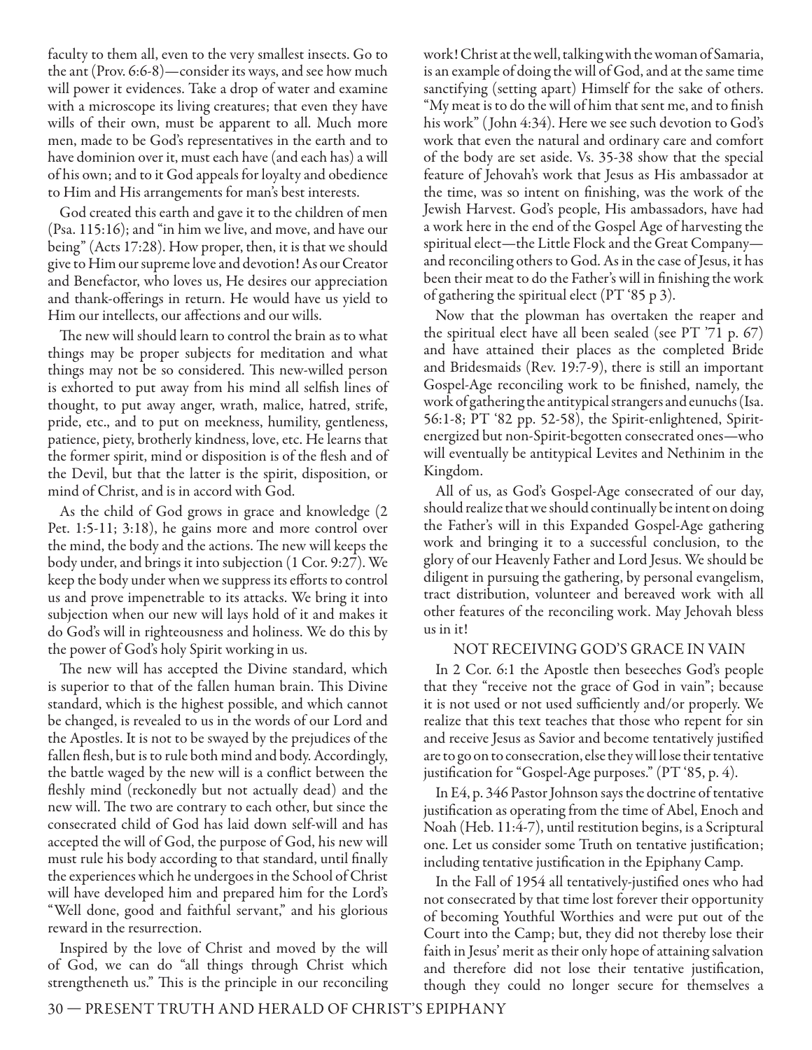faculty to them all, even to the very smallest insects. Go to the ant (Prov. 6:6-8)—consider its ways, and see how much will power it evidences. Take a drop of water and examine with a microscope its living creatures; that even they have wills of their own, must be apparent to all. Much more men, made to be God's representatives in the earth and to have dominion over it, must each have (and each has) a will of his own; and to it God appeals for loyalty and obedience to Him and His arrangements for man's best interests.

God created this earth and gave it to the children of men (Psa. 115:16); and "in him we live, and move, and have our being" (Acts 17:28). How proper, then, it is that we should give to Him our supreme love and devotion! As our Creator and Benefactor, who loves us, He desires our appreciation and thank-offerings in return. He would have us yield to Him our intellects, our affections and our wills.

The new will should learn to control the brain as to what things may be proper subjects for meditation and what things may not be so considered. This new-willed person is exhorted to put away from his mind all selfish lines of thought, to put away anger, wrath, malice, hatred, strife, pride, etc., and to put on meekness, humility, gentleness, patience, piety, brotherly kindness, love, etc. He learns that the former spirit, mind or disposition is of the flesh and of the Devil, but that the latter is the spirit, disposition, or mind of Christ, and is in accord with God.

As the child of God grows in grace and knowledge (2 Pet. 1:5-11; 3:18), he gains more and more control over the mind, the body and the actions. The new will keeps the body under, and brings it into subjection (1 Cor. 9:27). We keep the body under when we suppress its efforts to control us and prove impenetrable to its attacks. We bring it into subjection when our new will lays hold of it and makes it do God's will in righteousness and holiness. We do this by the power of God's holy Spirit working in us.

The new will has accepted the Divine standard, which is superior to that of the fallen human brain. This Divine standard, which is the highest possible, and which cannot be changed, is revealed to us in the words of our Lord and the Apostles. It is not to be swayed by the prejudices of the fallen flesh, but is to rule both mind and body. Accordingly, the battle waged by the new will is a conflict between the fleshly mind (reckonedly but not actually dead) and the new will. The two are contrary to each other, but since the consecrated child of God has laid down self-will and has accepted the will of God, the purpose of God, his new will must rule his body according to that standard, until finally the experiences which he undergoes in the School of Christ will have developed him and prepared him for the Lord's "Well done, good and faithful servant," and his glorious reward in the resurrection.

Inspired by the love of Christ and moved by the will of God, we can do "all things through Christ which strengtheneth us." This is the principle in our reconciling work! Christ at the well, talking with the woman of Samaria, is an example of doing the will of God, and at the same time sanctifying (setting apart) Himself for the sake of others. "My meat is to do the will of him that sent me, and to finish his work" (John 4:34). Here we see such devotion to God's work that even the natural and ordinary care and comfort of the body are set aside. Vs. 35-38 show that the special feature of Jehovah's work that Jesus as His ambassador at the time, was so intent on finishing, was the work of the Jewish Harvest. God's people, His ambassadors, have had a work here in the end of the Gospel Age of harvesting the spiritual elect—the Little Flock and the Great Company—and reconciling others to God. As in the case of Jesus, it has been their meat to do the Father's will in finishing the work of gathering the spiritual elect (PT '85 p 3).

Now that the plowman has overtaken the reaper and the spiritual elect have all been sealed (see PT '71 p. 67) and have attained their places as the completed Bride and Bridesmaids (Rev. 19:7-9), there is still an important Gospel-Age reconciling work to be finished, namely, the work of gathering the antitypical strangers and eunuchs (Isa. 56:1-8; PT '82 pp. 52-58), the Spirit-enlightened, Spirit-energized but non-Spirit-begotten consecrated ones—who will eventually be antitypical Levites and Nethinim in the Kingdom.

All of us, as God's Gospel-Age consecrated of our day, should realize that we should continually be intent on doing the Father's will in this Expanded Gospel-Age gathering work and bringing it to a successful conclusion, to the glory of our Heavenly Father and Lord Jesus. We should be diligent in pursuing the gathering, by personal evangelism, tract distribution, volunteer and bereaved work with all other features of the reconciling work. May Jehovah bless us in it!

## NOT RECEIVING GOD'S GRACE IN VAIN

In 2 Cor. 6:1 the Apostle then beseeches God's people that they "receive not the grace of God in vain"; because it is not used or not used sufficiently and/or properly. We realize that this text teaches that those who repent for sin and receive Jesus as Savior and become tentatively justified are to go on to consecration, else they will lose their tentative justification for "Gospel-Age purposes." (PT '85, p. 4).

In E4, p. 346 Pastor Johnson says the doctrine of tentative justification as operating from the time of Abel, Enoch and Noah (Heb. 11:4-7), until restitution begins, is a Scriptural one. Let us consider some Truth on tentative justification; including tentative justification in the Epiphany Camp.

In the Fall of 1954 all tentatively-justified ones who had not consecrated by that time lost forever their opportunity of becoming Youthful Worthies and were put out of the Court into the Camp; but, they did not thereby lose their faith in Jesus' merit as their only hope of attaining salvation and therefore did not lose their tentative justification, though they could no longer secure for themselves a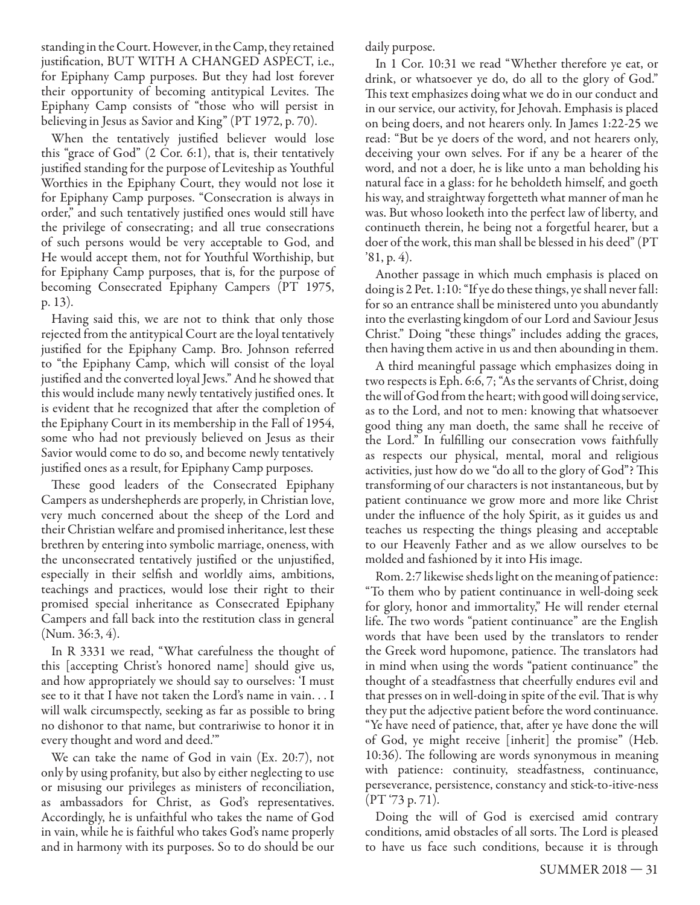standing in the Court. However, in the Camp, they retained justification, BUT WITH A CHANGED ASPECT, i.e., for Epiphany Camp purposes. But they had lost forever their opportunity of becoming antitypical Levites. The Epiphany Camp consists of "those who will persist in believing in Jesus as Savior and King" (PT 1972, p. 70).

When the tentatively justified believer would lose this "grace of God" (2 Cor. 6:1), that is, their tentatively justified standing for the purpose of Leviteship as Youthful Worthies in the Epiphany Court, they would not lose it for Epiphany Camp purposes. "Consecration is always in order," and such tentatively justified ones would still have the privilege of consecrating; and all true consecrations of such persons would be very acceptable to God, and He would accept them, not for Youthful Worthiship, but for Epiphany Camp purposes, that is, for the purpose of becoming Consecrated Epiphany Campers (PT 1975, p. 13).

Having said this, we are not to think that only those rejected from the antitypical Court are the loyal tentatively justified for the Epiphany Camp. Bro. Johnson referred to "the Epiphany Camp, which will consist of the loyal justified and the converted loyal Jews." And he showed that this would include many newly tentatively justified ones. It is evident that he recognized that after the completion of the Epiphany Court in its membership in the Fall of 1954, some who had not previously believed on Jesus as their Savior would come to do so, and become newly tentatively justified ones as a result, for Epiphany Camp purposes.

These good leaders of the Consecrated Epiphany Campers as undershepherds are properly, in Christian love, very much concerned about the sheep of the Lord and their Christian welfare and promised inheritance, lest these brethren by entering into symbolic marriage, oneness, with the unconsecrated tentatively justified or the unjustified, especially in their selfish and worldly aims, ambitions, teachings and practices, would lose their right to their promised special inheritance as Consecrated Epiphany Campers and fall back into the restitution class in general (Num. 36:3, 4).

In R 3331 we read, "What carefulness the thought of this [accepting Christ's honored name] should give us, and how appropriately we should say to ourselves: 'I must see to it that I have not taken the Lord's name in vain. . . I will walk circumspectly, seeking as far as possible to bring no dishonor to that name, but contrariwise to honor it in every thought and word and deed.'"

We can take the name of God in vain (Ex. 20:7), not only by using profanity, but also by either neglecting to use or misusing our privileges as ministers of reconciliation, as ambassadors for Christ, as God's representatives. Accordingly, he is unfaithful who takes the name of God in vain, while he is faithful who takes God's name properly and in harmony with its purposes. So to do should be our daily purpose.

In 1 Cor. 10:31 we read "Whether therefore ye eat, or drink, or whatsoever ye do, do all to the glory of God." This text emphasizes doing what we do in our conduct and in our service, our activity, for Jehovah. Emphasis is placed on being doers, and not hearers only. In James 1:22-25 we read: "But be ye doers of the word, and not hearers only, deceiving your own selves. For if any be a hearer of the word, and not a doer, he is like unto a man beholding his natural face in a glass: for he beholdeth himself, and goeth his way, and straightway forgetteth what manner of man he was. But whoso looketh into the perfect law of liberty, and continueth therein, he being not a forgetful hearer, but a doer of the work, this man shall be blessed in his deed" (PT '81, p. 4).

Another passage in which much emphasis is placed on doing is 2 Pet. 1:10: "If ye do these things, ye shall never fall: for so an entrance shall be ministered unto you abundantly into the everlasting kingdom of our Lord and Saviour Jesus Christ." Doing "these things" includes adding the graces, then having them active in us and then abounding in them.

A third meaningful passage which emphasizes doing in two respects is Eph. 6:6, 7; "As the servants of Christ, doing the will of God from the heart; with good will doing service, as to the Lord, and not to men: knowing that whatsoever good thing any man doeth, the same shall he receive of the Lord." In fulfilling our consecration vows faithfully as respects our physical, mental, moral and religious activities, just how do we "do all to the glory of God"? This transforming of our characters is not instantaneous, but by patient continuance we grow more and more like Christ under the influence of the holy Spirit, as it guides us and teaches us respecting the things pleasing and acceptable to our Heavenly Father and as we allow ourselves to be molded and fashioned by it into His image.

Rom. 2:7 likewise sheds light on the meaning of patience: "To them who by patient continuance in well-doing seek for glory, honor and immortality," He will render eternal life. The two words "patient continuance" are the English words that have been used by the translators to render the Greek word hupomone, patience. The translators had in mind when using the words "patient continuance" the thought of a steadfastness that cheerfully endures evil and that presses on in well-doing in spite of the evil. That is why they put the adjective patient before the word continuance. "Ye have need of patience, that, after ye have done the will of God, ye might receive [inherit] the promise" (Heb. 10:36). The following are words synonymous in meaning with patience: continuity, steadfastness, continuance, perseverance, persistence, constancy and stick-to-itive-ness (PT '73 p. 71).

Doing the will of God is exercised amid contrary conditions, amid obstacles of all sorts. The Lord is pleased to have us face such conditions, because it is through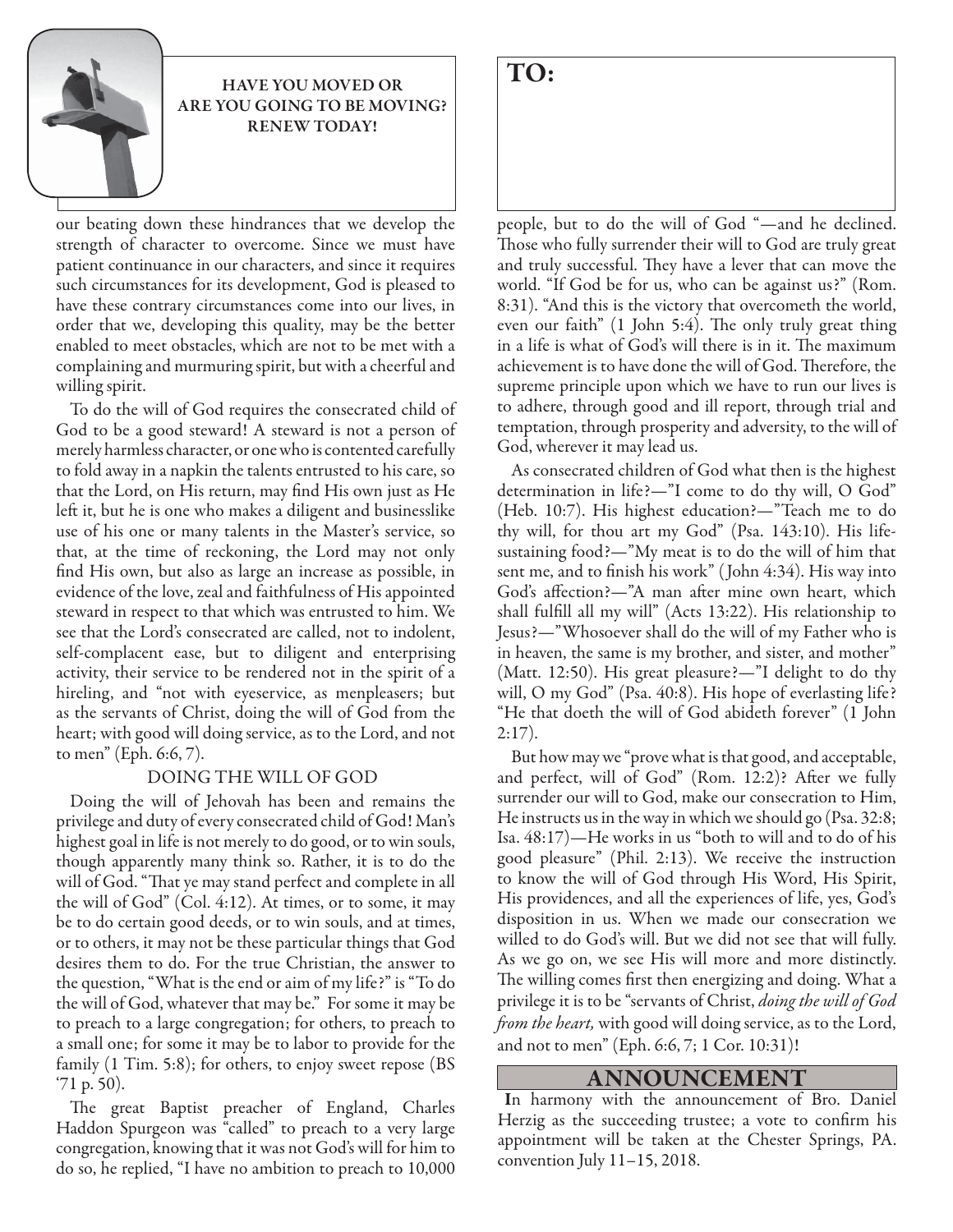**HAVE YOU MOVED OR ARE YOU GOING TO BE MOVING? RENEW TODAY!**

**TO:**

our beating down these hindrances that we develop the strength of character to overcome. Since we must have patient continuance in our characters, and since it requires such circumstances for its development, God is pleased to have these contrary circumstances come into our lives, in order that we, developing this quality, may be the better enabled to meet obstacles, which are not to be met with a complaining and murmuring spirit, but with a cheerful and willing spirit.

To do the will of God requires the consecrated child of God to be a good steward! A steward is not a person of merely harmless character, or one who is contented carefully to fold away in a napkin the talents entrusted to his care, so that the Lord, on His return, may find His own just as He left it, but he is one who makes a diligent and businesslike use of his one or many talents in the Master's service, so that, at the time of reckoning, the Lord may not only find His own, but also as large an increase as possible, in evidence of the love, zeal and faithfulness of His appointed steward in respect to that which was entrusted to him. We see that the Lord's consecrated are called, not to indolent, self-complacent ease, but to diligent and enterprising activity, their service to be rendered not in the spirit of a hireling, and "not with eyeservice, as menpleasers; but as the servants of Christ, doing the will of God from the heart; with good will doing service, as to the Lord, and not to men" (Eph. 6:6, 7).

## DOING THE WILL OF GOD

Doing the will of Jehovah has been and remains the privilege and duty of every consecrated child of God! Man's highest goal in life is not merely to do good, or to win souls, though apparently many think so. Rather, it is to do the will of God. "That ye may stand perfect and complete in all the will of God" (Col. 4:12). At times, or to some, it may be to do certain good deeds, or to win souls, and at times, or to others, it may not be these particular things that God desires them to do. For the true Christian, the answer to the question, "What is the end or aim of my life?" is "To do the will of God, whatever that may be." For some it may be to preach to a large congregation; for others, to preach to a small one; for some it may be to labor to provide for the family (1 Tim. 5:8); for others, to enjoy sweet repose (BS '71 p. 50).

The great Baptist preacher of England, Charles Haddon Spurgeon was "called" to preach to a very large congregation, knowing that it was not God's will for him to do so, he replied, "I have no ambition to preach to 10,000 people, but to do the will of God "—and he declined. Those who fully surrender their will to God are truly great and truly successful. They have a lever that can move the world. "If God be for us, who can be against us?" (Rom. 8:31). "And this is the victory that overcometh the world, even our faith" (1 John 5:4). The only truly great thing in a life is what of God's will there is in it. The maximum achievement is to have done the will of God. Therefore, the supreme principle upon which we have to run our lives is to adhere, through good and ill report, through trial and temptation, through prosperity and adversity, to the will of God, wherever it may lead us.

As consecrated children of God what then is the highest determination in life?—"I come to do thy will, O God" (Heb. 10:7). His highest education?—"Teach me to do thy will, for thou art my God" (Psa. 143:10). His life-sustaining food?—"My meat is to do the will of him that sent me, and to finish his work" (John 4:34). His way into God's affection?—"A man after mine own heart, which shall fulfill all my will" (Acts 13:22). His relationship to Jesus?—"Whosoever shall do the will of my Father who is in heaven, the same is my brother, and sister, and mother" (Matt. 12:50). His great pleasure?—"I delight to do thy will, O my God" (Psa. 40:8). His hope of everlasting life? "He that doeth the will of God abideth forever" (1 John 2:17).

But how may we "prove what is that good, and acceptable, and perfect, will of God" (Rom. 12:2)? After we fully surrender our will to God, make our consecration to Him, He instructs us in the way in which we should go (Psa. 32:8; Isa. 48:17)—He works in us "both to will and to do of his good pleasure" (Phil. 2:13). We receive the instruction to know the will of God through His Word, His Spirit, His providences, and all the experiences of life, yes, God's disposition in us. When we made our consecration we willed to do God's will. But we did not see that will fully. As we go on, we see His will more and more distinctly. The willing comes first then energizing and doing. What a privilege it is to be "servants of Christ, *doing the will of God from the heart,* with good will doing service, as to the Lord, and not to men" (Eph. 6:6, 7; 1 Cor. 10:31)!

## ANNOUNCEMENT

In harmony with the announcement of Bro. Daniel Herzig as the succeeding trustee; a vote to confirm his appointment will be taken at the Chester Springs, PA. convention July 11–15, 2018.